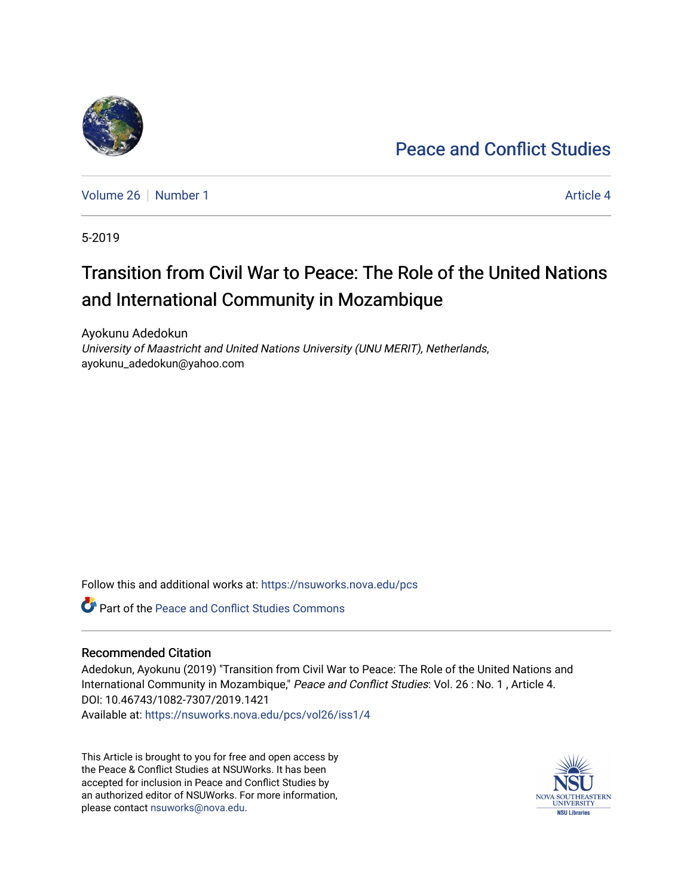Peace and Conflict Studies

Volume 26 | Number 1 | Article 4

5-2019

# Transition from Civil War to Peace: The Role of the United Nations and International Community in Mozambique

Ayokunu Adedokun
*University of Maastricht and United Nations University (UNU MERIT), Netherlands*, ayokunu_adedokun@yahoo.com

Follow this and additional works at: https://nsuworks.nova.edu/pcs

Part of the Peace and Conflict Studies Commons

## Recommended Citation

Adedokun, Ayokunu (2019) "Transition from Civil War to Peace: The Role of the United Nations and International Community in Mozambique," *Peace and Conflict Studies*: Vol. 26 : No. 1 , Article 4.
DOI: 10.46743/1082-7307/2019.1421
Available at: https://nsuworks.nova.edu/pcs/vol26/iss1/4

This Article is brought to you for free and open access by the Peace & Conflict Studies at NSUWorks. It has been accepted for inclusion in Peace and Conflict Studies by an authorized editor of NSUWorks. For more information, please contact nsuworks@nova.edu.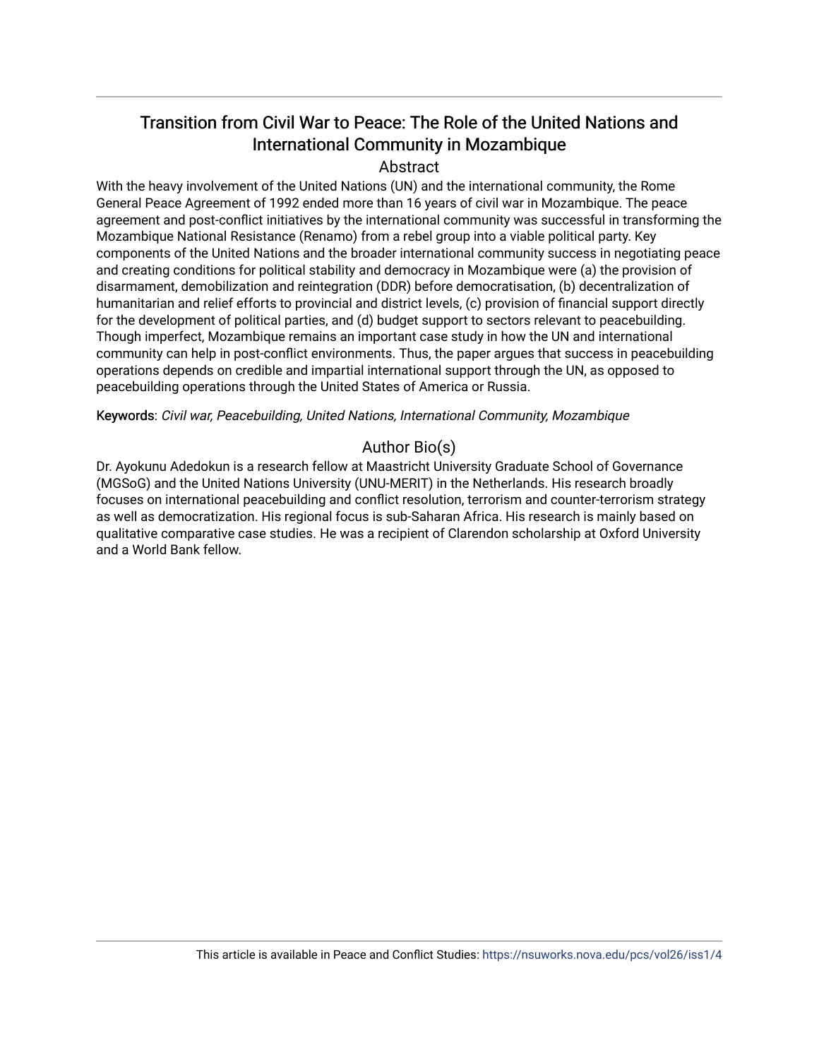# Transition from Civil War to Peace: The Role of the United Nations and International Community in Mozambique

## Abstract

With the heavy involvement of the United Nations (UN) and the international community, the Rome General Peace Agreement of 1992 ended more than 16 years of civil war in Mozambique. The peace agreement and post-conflict initiatives by the international community was successful in transforming the Mozambique National Resistance (Renamo) from a rebel group into a viable political party. Key components of the United Nations and the broader international community success in negotiating peace and creating conditions for political stability and democracy in Mozambique were (a) the provision of disarmament, demobilization and reintegration (DDR) before democratisation, (b) decentralization of humanitarian and relief efforts to provincial and district levels, (c) provision of financial support directly for the development of political parties, and (d) budget support to sectors relevant to peacebuilding. Though imperfect, Mozambique remains an important case study in how the UN and international community can help in post-conflict environments. Thus, the paper argues that success in peacebuilding operations depends on credible and impartial international support through the UN, as opposed to peacebuilding operations through the United States of America or Russia.

**Keywords**: *Civil war, Peacebuilding, United Nations, International Community, Mozambique*

## Author Bio(s)

Dr. Ayokunu Adedokun is a research fellow at Maastricht University Graduate School of Governance (MGSoG) and the United Nations University (UNU-MERIT) in the Netherlands. His research broadly focuses on international peacebuilding and conflict resolution, terrorism and counter-terrorism strategy as well as democratization. His regional focus is sub-Saharan Africa. His research is mainly based on qualitative comparative case studies. He was a recipient of Clarendon scholarship at Oxford University and a World Bank fellow.

This article is available in Peace and Conflict Studies: https://nsuworks.nova.edu/pcs/vol26/iss1/4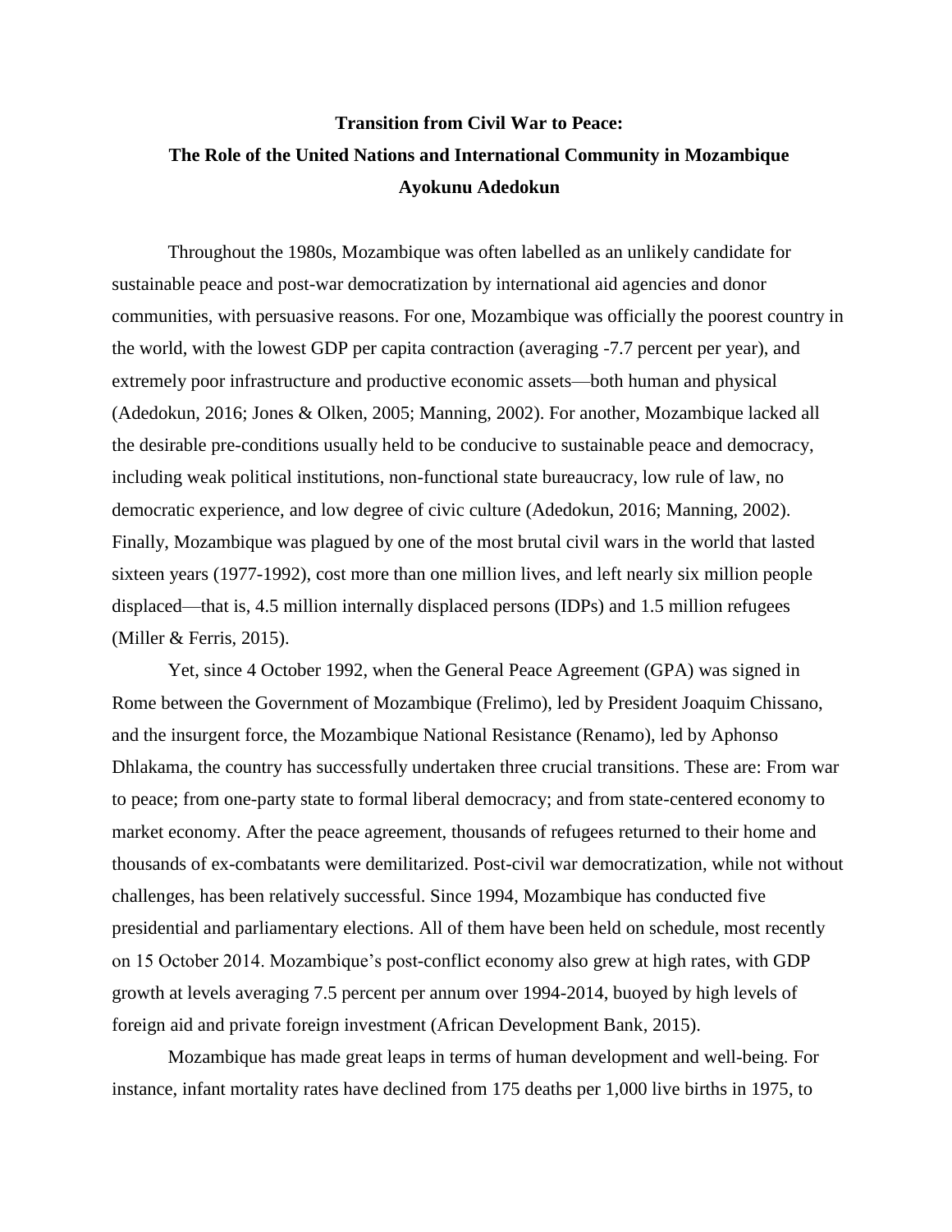**Transition from Civil War to Peace:**

**The Role of the United Nations and International Community in Mozambique**

**Ayokunu Adedokun**

Throughout the 1980s, Mozambique was often labelled as an unlikely candidate for sustainable peace and post-war democratization by international aid agencies and donor communities, with persuasive reasons. For one, Mozambique was officially the poorest country in the world, with the lowest GDP per capita contraction (averaging -7.7 percent per year), and extremely poor infrastructure and productive economic assets—both human and physical (Adedokun, 2016; Jones & Olken, 2005; Manning, 2002). For another, Mozambique lacked all the desirable pre-conditions usually held to be conducive to sustainable peace and democracy, including weak political institutions, non-functional state bureaucracy, low rule of law, no democratic experience, and low degree of civic culture (Adedokun, 2016; Manning, 2002). Finally, Mozambique was plagued by one of the most brutal civil wars in the world that lasted sixteen years (1977-1992), cost more than one million lives, and left nearly six million people displaced—that is, 4.5 million internally displaced persons (IDPs) and 1.5 million refugees (Miller & Ferris, 2015).

Yet, since 4 October 1992, when the General Peace Agreement (GPA) was signed in Rome between the Government of Mozambique (Frelimo), led by President Joaquim Chissano, and the insurgent force, the Mozambique National Resistance (Renamo), led by Aphonso Dhlakama, the country has successfully undertaken three crucial transitions. These are: From war to peace; from one-party state to formal liberal democracy; and from state-centered economy to market economy. After the peace agreement, thousands of refugees returned to their home and thousands of ex-combatants were demilitarized. Post-civil war democratization, while not without challenges, has been relatively successful. Since 1994, Mozambique has conducted five presidential and parliamentary elections. All of them have been held on schedule, most recently on 15 October 2014. Mozambique's post-conflict economy also grew at high rates, with GDP growth at levels averaging 7.5 percent per annum over 1994-2014, buoyed by high levels of foreign aid and private foreign investment (African Development Bank, 2015).

Mozambique has made great leaps in terms of human development and well-being. For instance, infant mortality rates have declined from 175 deaths per 1,000 live births in 1975, to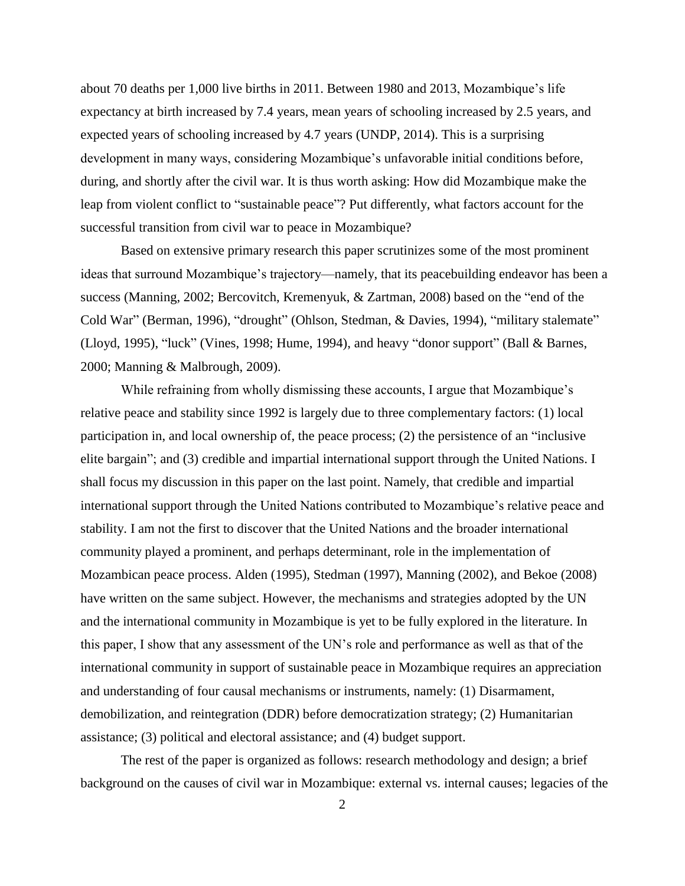about 70 deaths per 1,000 live births in 2011. Between 1980 and 2013, Mozambique's life expectancy at birth increased by 7.4 years, mean years of schooling increased by 2.5 years, and expected years of schooling increased by 4.7 years (UNDP, 2014). This is a surprising development in many ways, considering Mozambique's unfavorable initial conditions before, during, and shortly after the civil war. It is thus worth asking: How did Mozambique make the leap from violent conflict to "sustainable peace"? Put differently, what factors account for the successful transition from civil war to peace in Mozambique?

Based on extensive primary research this paper scrutinizes some of the most prominent ideas that surround Mozambique's trajectory—namely, that its peacebuilding endeavor has been a success (Manning, 2002; Bercovitch, Kremenyuk, & Zartman, 2008) based on the "end of the Cold War" (Berman, 1996), "drought" (Ohlson, Stedman, & Davies, 1994), "military stalemate" (Lloyd, 1995), "luck" (Vines, 1998; Hume, 1994), and heavy "donor support" (Ball & Barnes, 2000; Manning & Malbrough, 2009).

While refraining from wholly dismissing these accounts, I argue that Mozambique's relative peace and stability since 1992 is largely due to three complementary factors: (1) local participation in, and local ownership of, the peace process; (2) the persistence of an "inclusive elite bargain"; and (3) credible and impartial international support through the United Nations. I shall focus my discussion in this paper on the last point. Namely, that credible and impartial international support through the United Nations contributed to Mozambique's relative peace and stability. I am not the first to discover that the United Nations and the broader international community played a prominent, and perhaps determinant, role in the implementation of Mozambican peace process. Alden (1995), Stedman (1997), Manning (2002), and Bekoe (2008) have written on the same subject. However, the mechanisms and strategies adopted by the UN and the international community in Mozambique is yet to be fully explored in the literature. In this paper, I show that any assessment of the UN's role and performance as well as that of the international community in support of sustainable peace in Mozambique requires an appreciation and understanding of four causal mechanisms or instruments, namely: (1) Disarmament, demobilization, and reintegration (DDR) before democratization strategy; (2) Humanitarian assistance; (3) political and electoral assistance; and (4) budget support.

The rest of the paper is organized as follows: research methodology and design; a brief background on the causes of civil war in Mozambique: external vs. internal causes; legacies of the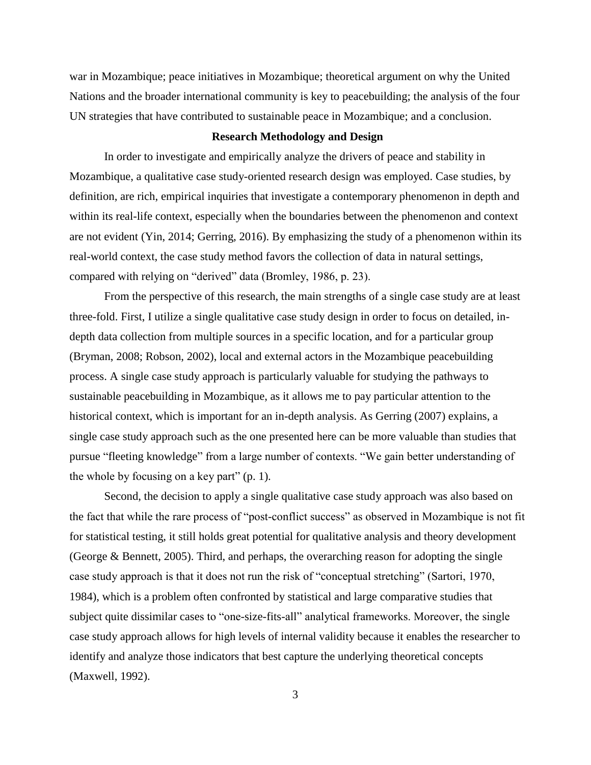war in Mozambique; peace initiatives in Mozambique; theoretical argument on why the United Nations and the broader international community is key to peacebuilding; the analysis of the four UN strategies that have contributed to sustainable peace in Mozambique; and a conclusion.

## Research Methodology and Design

In order to investigate and empirically analyze the drivers of peace and stability in Mozambique, a qualitative case study-oriented research design was employed. Case studies, by definition, are rich, empirical inquiries that investigate a contemporary phenomenon in depth and within its real-life context, especially when the boundaries between the phenomenon and context are not evident (Yin, 2014; Gerring, 2016). By emphasizing the study of a phenomenon within its real-world context, the case study method favors the collection of data in natural settings, compared with relying on "derived" data (Bromley, 1986, p. 23).

From the perspective of this research, the main strengths of a single case study are at least three-fold. First, I utilize a single qualitative case study design in order to focus on detailed, in-depth data collection from multiple sources in a specific location, and for a particular group (Bryman, 2008; Robson, 2002), local and external actors in the Mozambique peacebuilding process. A single case study approach is particularly valuable for studying the pathways to sustainable peacebuilding in Mozambique, as it allows me to pay particular attention to the historical context, which is important for an in-depth analysis. As Gerring (2007) explains, a single case study approach such as the one presented here can be more valuable than studies that pursue "fleeting knowledge" from a large number of contexts. "We gain better understanding of the whole by focusing on a key part" (p. 1).

Second, the decision to apply a single qualitative case study approach was also based on the fact that while the rare process of "post-conflict success" as observed in Mozambique is not fit for statistical testing, it still holds great potential for qualitative analysis and theory development (George & Bennett, 2005). Third, and perhaps, the overarching reason for adopting the single case study approach is that it does not run the risk of "conceptual stretching" (Sartori, 1970, 1984), which is a problem often confronted by statistical and large comparative studies that subject quite dissimilar cases to "one-size-fits-all" analytical frameworks. Moreover, the single case study approach allows for high levels of internal validity because it enables the researcher to identify and analyze those indicators that best capture the underlying theoretical concepts (Maxwell, 1992).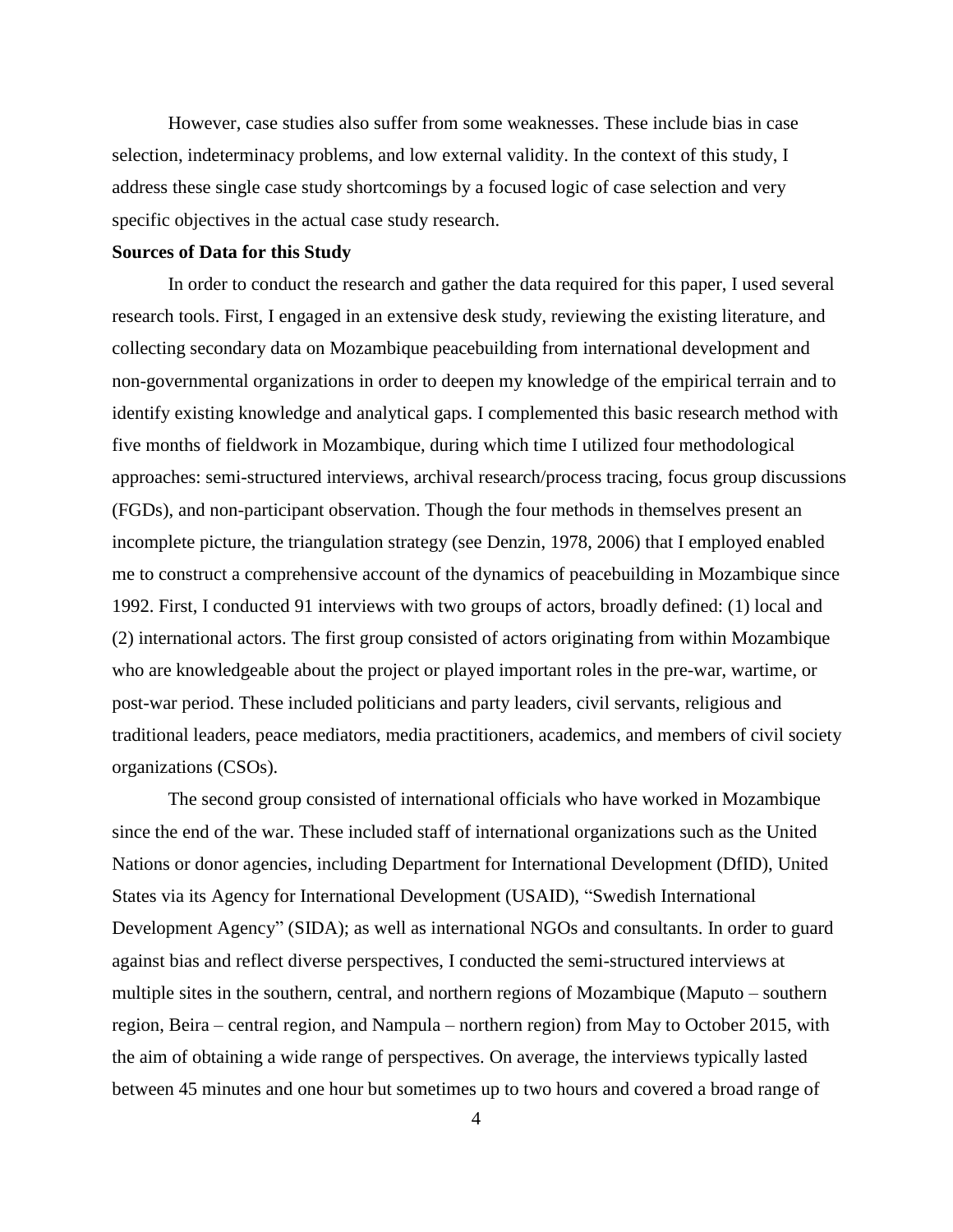However, case studies also suffer from some weaknesses. These include bias in case selection, indeterminacy problems, and low external validity. In the context of this study, I address these single case study shortcomings by a focused logic of case selection and very specific objectives in the actual case study research.

**Sources of Data for this Study**

In order to conduct the research and gather the data required for this paper, I used several research tools. First, I engaged in an extensive desk study, reviewing the existing literature, and collecting secondary data on Mozambique peacebuilding from international development and non-governmental organizations in order to deepen my knowledge of the empirical terrain and to identify existing knowledge and analytical gaps. I complemented this basic research method with five months of fieldwork in Mozambique, during which time I utilized four methodological approaches: semi-structured interviews, archival research/process tracing, focus group discussions (FGDs), and non-participant observation. Though the four methods in themselves present an incomplete picture, the triangulation strategy (see Denzin, 1978, 2006) that I employed enabled me to construct a comprehensive account of the dynamics of peacebuilding in Mozambique since 1992. First, I conducted 91 interviews with two groups of actors, broadly defined: (1) local and (2) international actors. The first group consisted of actors originating from within Mozambique who are knowledgeable about the project or played important roles in the pre-war, wartime, or post-war period. These included politicians and party leaders, civil servants, religious and traditional leaders, peace mediators, media practitioners, academics, and members of civil society organizations (CSOs).

The second group consisted of international officials who have worked in Mozambique since the end of the war. These included staff of international organizations such as the United Nations or donor agencies, including Department for International Development (DfID), United States via its Agency for International Development (USAID), "Swedish International Development Agency" (SIDA); as well as international NGOs and consultants. In order to guard against bias and reflect diverse perspectives, I conducted the semi-structured interviews at multiple sites in the southern, central, and northern regions of Mozambique (Maputo – southern region, Beira – central region, and Nampula – northern region) from May to October 2015, with the aim of obtaining a wide range of perspectives. On average, the interviews typically lasted between 45 minutes and one hour but sometimes up to two hours and covered a broad range of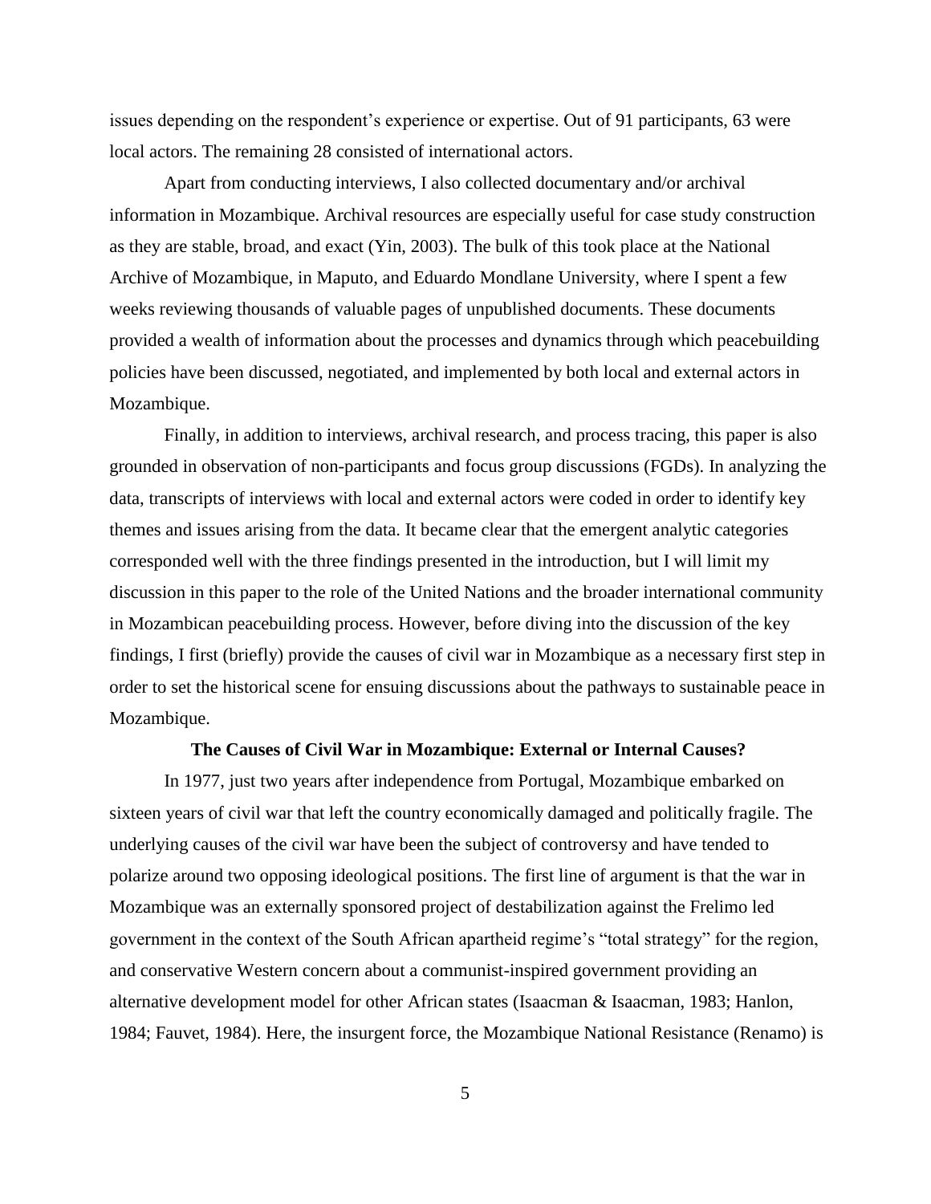issues depending on the respondent's experience or expertise. Out of 91 participants, 63 were local actors. The remaining 28 consisted of international actors.

Apart from conducting interviews, I also collected documentary and/or archival information in Mozambique. Archival resources are especially useful for case study construction as they are stable, broad, and exact (Yin, 2003). The bulk of this took place at the National Archive of Mozambique, in Maputo, and Eduardo Mondlane University, where I spent a few weeks reviewing thousands of valuable pages of unpublished documents. These documents provided a wealth of information about the processes and dynamics through which peacebuilding policies have been discussed, negotiated, and implemented by both local and external actors in Mozambique.

Finally, in addition to interviews, archival research, and process tracing, this paper is also grounded in observation of non-participants and focus group discussions (FGDs). In analyzing the data, transcripts of interviews with local and external actors were coded in order to identify key themes and issues arising from the data. It became clear that the emergent analytic categories corresponded well with the three findings presented in the introduction, but I will limit my discussion in this paper to the role of the United Nations and the broader international community in Mozambican peacebuilding process. However, before diving into the discussion of the key findings, I first (briefly) provide the causes of civil war in Mozambique as a necessary first step in order to set the historical scene for ensuing discussions about the pathways to sustainable peace in Mozambique.

## The Causes of Civil War in Mozambique: External or Internal Causes?

In 1977, just two years after independence from Portugal, Mozambique embarked on sixteen years of civil war that left the country economically damaged and politically fragile. The underlying causes of the civil war have been the subject of controversy and have tended to polarize around two opposing ideological positions. The first line of argument is that the war in Mozambique was an externally sponsored project of destabilization against the Frelimo led government in the context of the South African apartheid regime's "total strategy" for the region, and conservative Western concern about a communist-inspired government providing an alternative development model for other African states (Isaacman & Isaacman, 1983; Hanlon, 1984; Fauvet, 1984). Here, the insurgent force, the Mozambique National Resistance (Renamo) is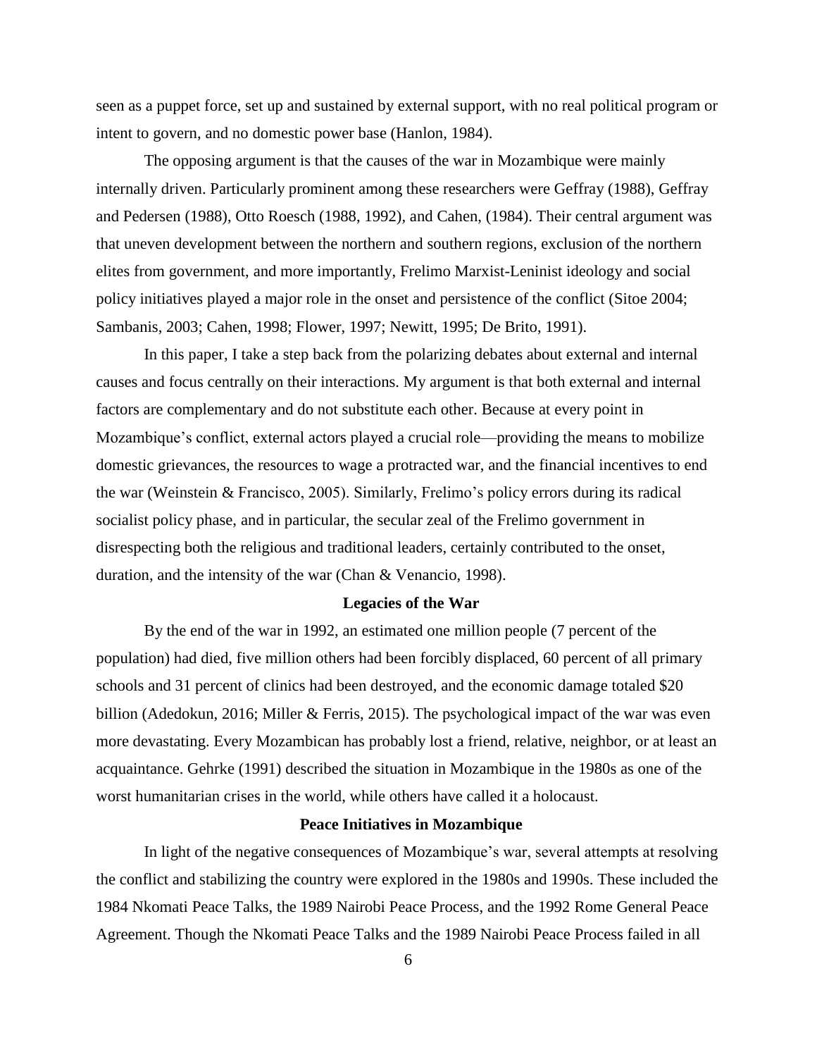seen as a puppet force, set up and sustained by external support, with no real political program or intent to govern, and no domestic power base (Hanlon, 1984).

The opposing argument is that the causes of the war in Mozambique were mainly internally driven. Particularly prominent among these researchers were Geffray (1988), Geffray and Pedersen (1988), Otto Roesch (1988, 1992), and Cahen, (1984). Their central argument was that uneven development between the northern and southern regions, exclusion of the northern elites from government, and more importantly, Frelimo Marxist-Leninist ideology and social policy initiatives played a major role in the onset and persistence of the conflict (Sitoe 2004; Sambanis, 2003; Cahen, 1998; Flower, 1997; Newitt, 1995; De Brito, 1991).

In this paper, I take a step back from the polarizing debates about external and internal causes and focus centrally on their interactions. My argument is that both external and internal factors are complementary and do not substitute each other. Because at every point in Mozambique's conflict, external actors played a crucial role—providing the means to mobilize domestic grievances, the resources to wage a protracted war, and the financial incentives to end the war (Weinstein & Francisco, 2005). Similarly, Frelimo's policy errors during its radical socialist policy phase, and in particular, the secular zeal of the Frelimo government in disrespecting both the religious and traditional leaders, certainly contributed to the onset, duration, and the intensity of the war (Chan & Venancio, 1998).

## Legacies of the War

By the end of the war in 1992, an estimated one million people (7 percent of the population) had died, five million others had been forcibly displaced, 60 percent of all primary schools and 31 percent of clinics had been destroyed, and the economic damage totaled $20 billion (Adedokun, 2016; Miller & Ferris, 2015). The psychological impact of the war was even more devastating. Every Mozambican has probably lost a friend, relative, neighbor, or at least an acquaintance. Gehrke (1991) described the situation in Mozambique in the 1980s as one of the worst humanitarian crises in the world, while others have called it a holocaust.

## Peace Initiatives in Mozambique

In light of the negative consequences of Mozambique's war, several attempts at resolving the conflict and stabilizing the country were explored in the 1980s and 1990s. These included the 1984 Nkomati Peace Talks, the 1989 Nairobi Peace Process, and the 1992 Rome General Peace Agreement. Though the Nkomati Peace Talks and the 1989 Nairobi Peace Process failed in all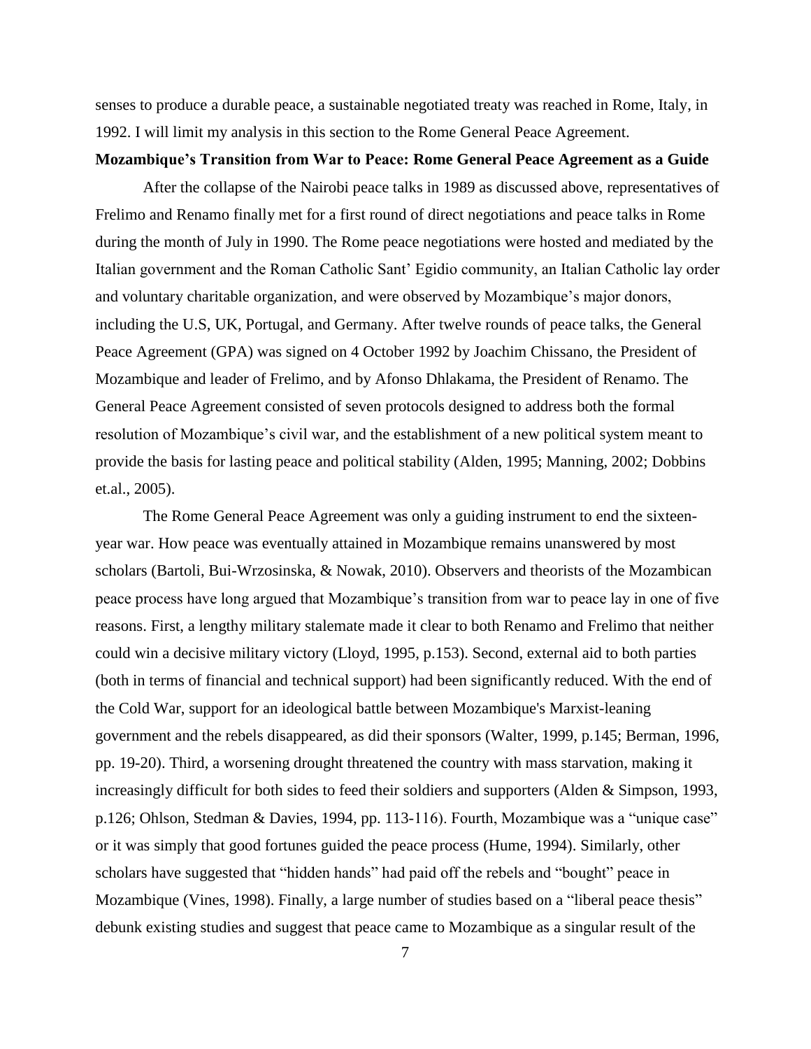senses to produce a durable peace, a sustainable negotiated treaty was reached in Rome, Italy, in 1992. I will limit my analysis in this section to the Rome General Peace Agreement.

**Mozambique's Transition from War to Peace: Rome General Peace Agreement as a Guide**

After the collapse of the Nairobi peace talks in 1989 as discussed above, representatives of Frelimo and Renamo finally met for a first round of direct negotiations and peace talks in Rome during the month of July in 1990. The Rome peace negotiations were hosted and mediated by the Italian government and the Roman Catholic Sant' Egidio community, an Italian Catholic lay order and voluntary charitable organization, and were observed by Mozambique's major donors, including the U.S, UK, Portugal, and Germany. After twelve rounds of peace talks, the General Peace Agreement (GPA) was signed on 4 October 1992 by Joachim Chissano, the President of Mozambique and leader of Frelimo, and by Afonso Dhlakama, the President of Renamo. The General Peace Agreement consisted of seven protocols designed to address both the formal resolution of Mozambique's civil war, and the establishment of a new political system meant to provide the basis for lasting peace and political stability (Alden, 1995; Manning, 2002; Dobbins et.al., 2005).

The Rome General Peace Agreement was only a guiding instrument to end the sixteen-year war. How peace was eventually attained in Mozambique remains unanswered by most scholars (Bartoli, Bui-Wrzosinska, & Nowak, 2010). Observers and theorists of the Mozambican peace process have long argued that Mozambique's transition from war to peace lay in one of five reasons. First, a lengthy military stalemate made it clear to both Renamo and Frelimo that neither could win a decisive military victory (Lloyd, 1995, p.153). Second, external aid to both parties (both in terms of financial and technical support) had been significantly reduced. With the end of the Cold War, support for an ideological battle between Mozambique's Marxist-leaning government and the rebels disappeared, as did their sponsors (Walter, 1999, p.145; Berman, 1996, pp. 19-20). Third, a worsening drought threatened the country with mass starvation, making it increasingly difficult for both sides to feed their soldiers and supporters (Alden & Simpson, 1993, p.126; Ohlson, Stedman & Davies, 1994, pp. 113-116). Fourth, Mozambique was a "unique case" or it was simply that good fortunes guided the peace process (Hume, 1994). Similarly, other scholars have suggested that "hidden hands" had paid off the rebels and "bought" peace in Mozambique (Vines, 1998). Finally, a large number of studies based on a "liberal peace thesis" debunk existing studies and suggest that peace came to Mozambique as a singular result of the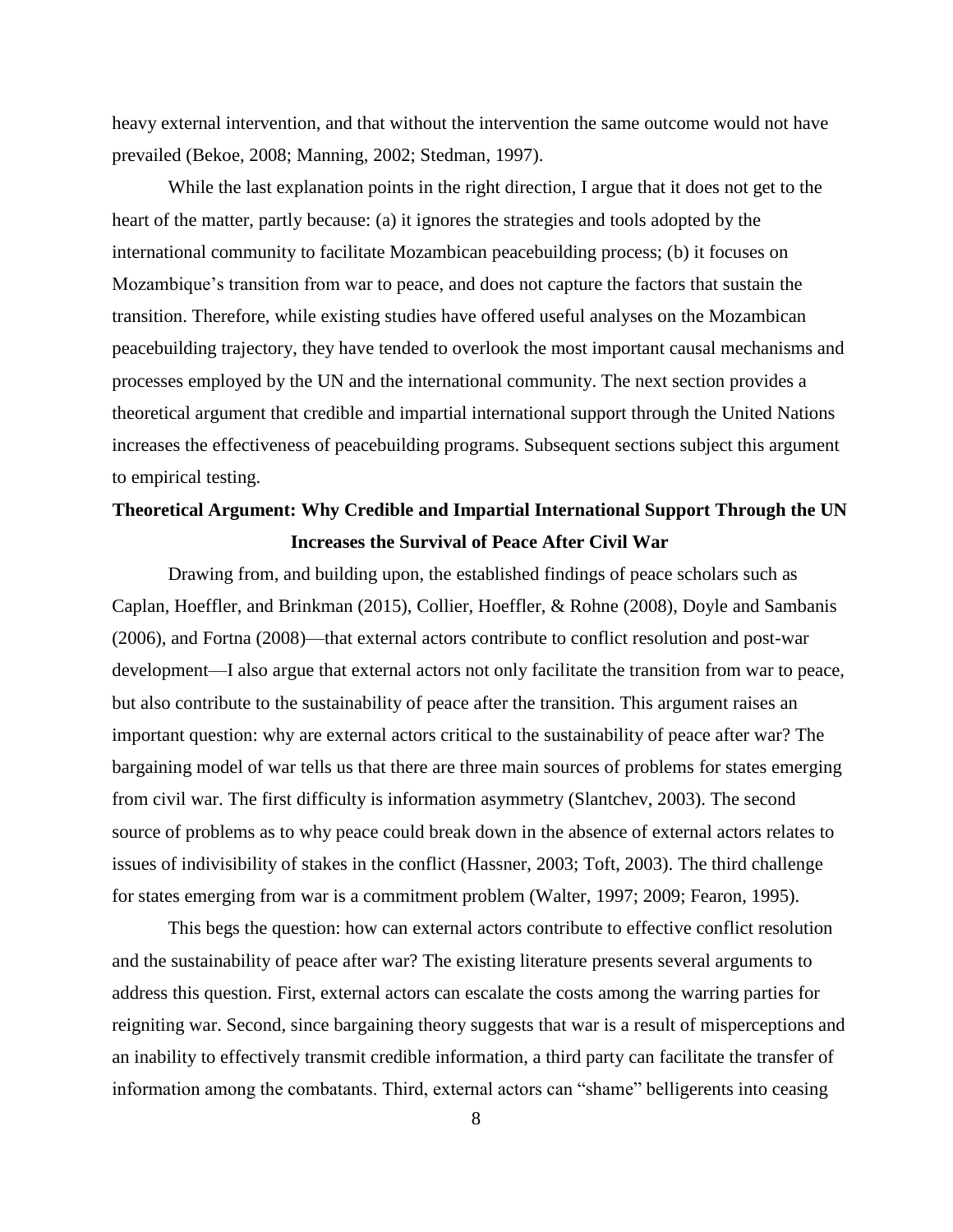heavy external intervention, and that without the intervention the same outcome would not have prevailed (Bekoe, 2008; Manning, 2002; Stedman, 1997).

While the last explanation points in the right direction, I argue that it does not get to the heart of the matter, partly because: (a) it ignores the strategies and tools adopted by the international community to facilitate Mozambican peacebuilding process; (b) it focuses on Mozambique's transition from war to peace, and does not capture the factors that sustain the transition. Therefore, while existing studies have offered useful analyses on the Mozambican peacebuilding trajectory, they have tended to overlook the most important causal mechanisms and processes employed by the UN and the international community. The next section provides a theoretical argument that credible and impartial international support through the United Nations increases the effectiveness of peacebuilding programs. Subsequent sections subject this argument to empirical testing.

## Theoretical Argument: Why Credible and Impartial International Support Through the UN Increases the Survival of Peace After Civil War

Drawing from, and building upon, the established findings of peace scholars such as Caplan, Hoeffler, and Brinkman (2015), Collier, Hoeffler, & Rohne (2008), Doyle and Sambanis (2006), and Fortna (2008)—that external actors contribute to conflict resolution and post-war development—I also argue that external actors not only facilitate the transition from war to peace, but also contribute to the sustainability of peace after the transition. This argument raises an important question: why are external actors critical to the sustainability of peace after war? The bargaining model of war tells us that there are three main sources of problems for states emerging from civil war. The first difficulty is information asymmetry (Slantchev, 2003). The second source of problems as to why peace could break down in the absence of external actors relates to issues of indivisibility of stakes in the conflict (Hassner, 2003; Toft, 2003). The third challenge for states emerging from war is a commitment problem (Walter, 1997; 2009; Fearon, 1995).

This begs the question: how can external actors contribute to effective conflict resolution and the sustainability of peace after war? The existing literature presents several arguments to address this question. First, external actors can escalate the costs among the warring parties for reigniting war. Second, since bargaining theory suggests that war is a result of misperceptions and an inability to effectively transmit credible information, a third party can facilitate the transfer of information among the combatants. Third, external actors can "shame" belligerents into ceasing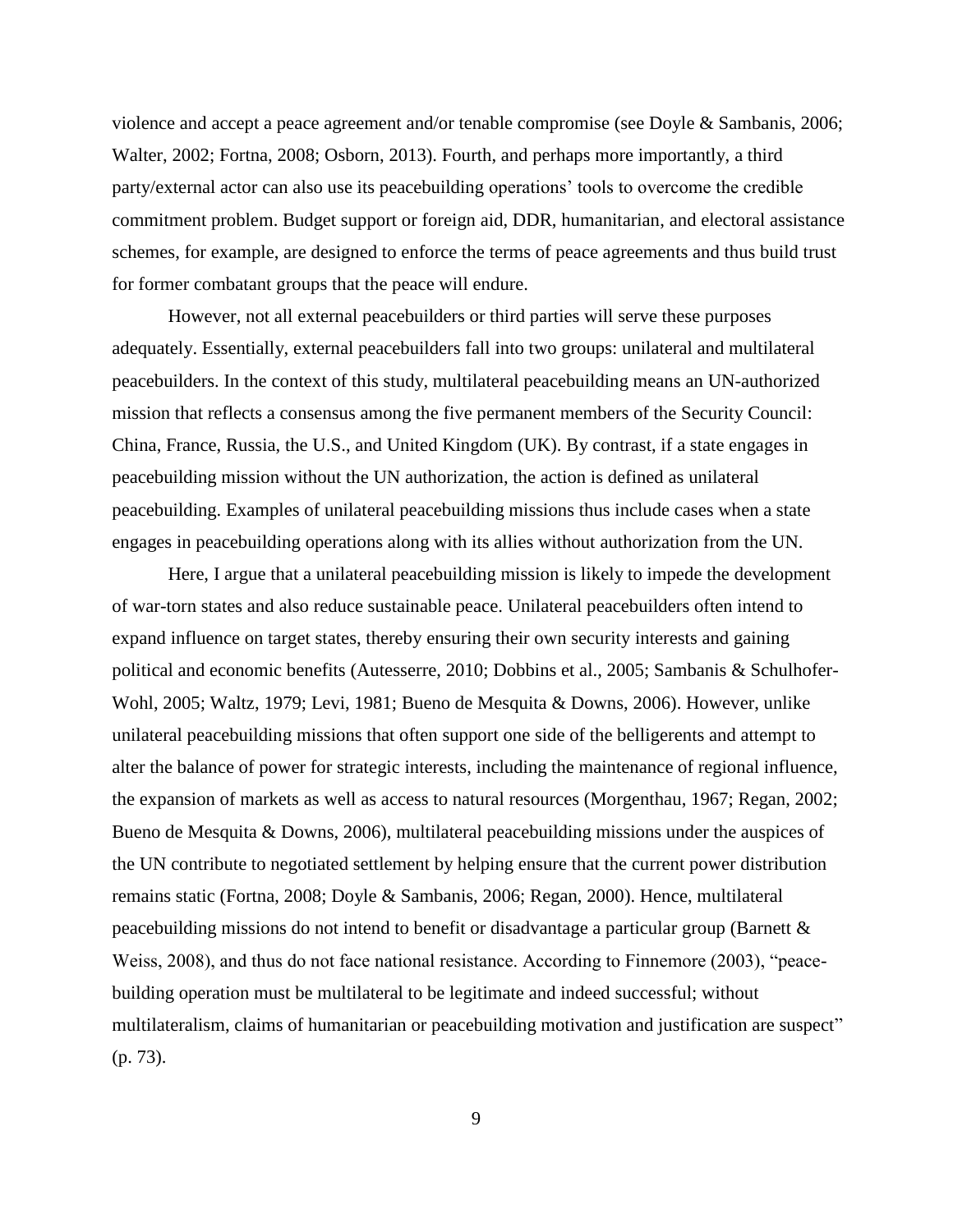violence and accept a peace agreement and/or tenable compromise (see Doyle & Sambanis, 2006; Walter, 2002; Fortna, 2008; Osborn, 2013). Fourth, and perhaps more importantly, a third party/external actor can also use its peacebuilding operations' tools to overcome the credible commitment problem. Budget support or foreign aid, DDR, humanitarian, and electoral assistance schemes, for example, are designed to enforce the terms of peace agreements and thus build trust for former combatant groups that the peace will endure.

However, not all external peacebuilders or third parties will serve these purposes adequately. Essentially, external peacebuilders fall into two groups: unilateral and multilateral peacebuilders. In the context of this study, multilateral peacebuilding means an UN-authorized mission that reflects a consensus among the five permanent members of the Security Council: China, France, Russia, the U.S., and United Kingdom (UK). By contrast, if a state engages in peacebuilding mission without the UN authorization, the action is defined as unilateral peacebuilding. Examples of unilateral peacebuilding missions thus include cases when a state engages in peacebuilding operations along with its allies without authorization from the UN.

Here, I argue that a unilateral peacebuilding mission is likely to impede the development of war-torn states and also reduce sustainable peace. Unilateral peacebuilders often intend to expand influence on target states, thereby ensuring their own security interests and gaining political and economic benefits (Autesserre, 2010; Dobbins et al., 2005; Sambanis & Schulhofer-Wohl, 2005; Waltz, 1979; Levi, 1981; Bueno de Mesquita & Downs, 2006). However, unlike unilateral peacebuilding missions that often support one side of the belligerents and attempt to alter the balance of power for strategic interests, including the maintenance of regional influence, the expansion of markets as well as access to natural resources (Morgenthau, 1967; Regan, 2002; Bueno de Mesquita & Downs, 2006), multilateral peacebuilding missions under the auspices of the UN contribute to negotiated settlement by helping ensure that the current power distribution remains static (Fortna, 2008; Doyle & Sambanis, 2006; Regan, 2000). Hence, multilateral peacebuilding missions do not intend to benefit or disadvantage a particular group (Barnett & Weiss, 2008), and thus do not face national resistance. According to Finnemore (2003), "peace-building operation must be multilateral to be legitimate and indeed successful; without multilateralism, claims of humanitarian or peacebuilding motivation and justification are suspect" (p. 73).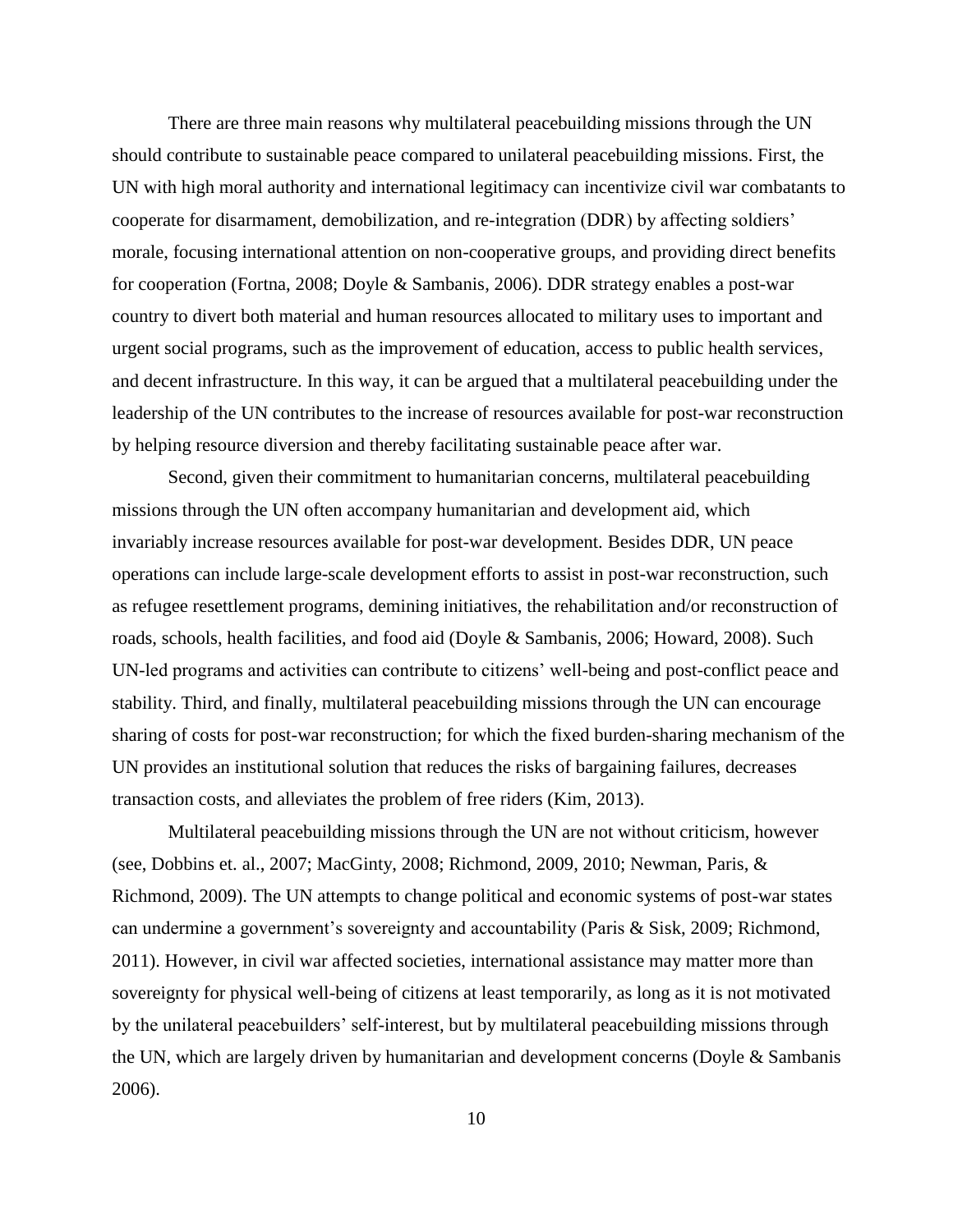There are three main reasons why multilateral peacebuilding missions through the UN should contribute to sustainable peace compared to unilateral peacebuilding missions. First, the UN with high moral authority and international legitimacy can incentivize civil war combatants to cooperate for disarmament, demobilization, and re-integration (DDR) by affecting soldiers' morale, focusing international attention on non-cooperative groups, and providing direct benefits for cooperation (Fortna, 2008; Doyle & Sambanis, 2006). DDR strategy enables a post-war country to divert both material and human resources allocated to military uses to important and urgent social programs, such as the improvement of education, access to public health services, and decent infrastructure. In this way, it can be argued that a multilateral peacebuilding under the leadership of the UN contributes to the increase of resources available for post-war reconstruction by helping resource diversion and thereby facilitating sustainable peace after war.

Second, given their commitment to humanitarian concerns, multilateral peacebuilding missions through the UN often accompany humanitarian and development aid, which invariably increase resources available for post-war development. Besides DDR, UN peace operations can include large-scale development efforts to assist in post-war reconstruction, such as refugee resettlement programs, demining initiatives, the rehabilitation and/or reconstruction of roads, schools, health facilities, and food aid (Doyle & Sambanis, 2006; Howard, 2008). Such UN-led programs and activities can contribute to citizens' well-being and post-conflict peace and stability. Third, and finally, multilateral peacebuilding missions through the UN can encourage sharing of costs for post-war reconstruction; for which the fixed burden-sharing mechanism of the UN provides an institutional solution that reduces the risks of bargaining failures, decreases transaction costs, and alleviates the problem of free riders (Kim, 2013).

Multilateral peacebuilding missions through the UN are not without criticism, however (see, Dobbins et. al., 2007; MacGinty, 2008; Richmond, 2009, 2010; Newman, Paris, & Richmond, 2009). The UN attempts to change political and economic systems of post-war states can undermine a government's sovereignty and accountability (Paris & Sisk, 2009; Richmond, 2011). However, in civil war affected societies, international assistance may matter more than sovereignty for physical well-being of citizens at least temporarily, as long as it is not motivated by the unilateral peacebuilders' self-interest, but by multilateral peacebuilding missions through the UN, which are largely driven by humanitarian and development concerns (Doyle & Sambanis 2006).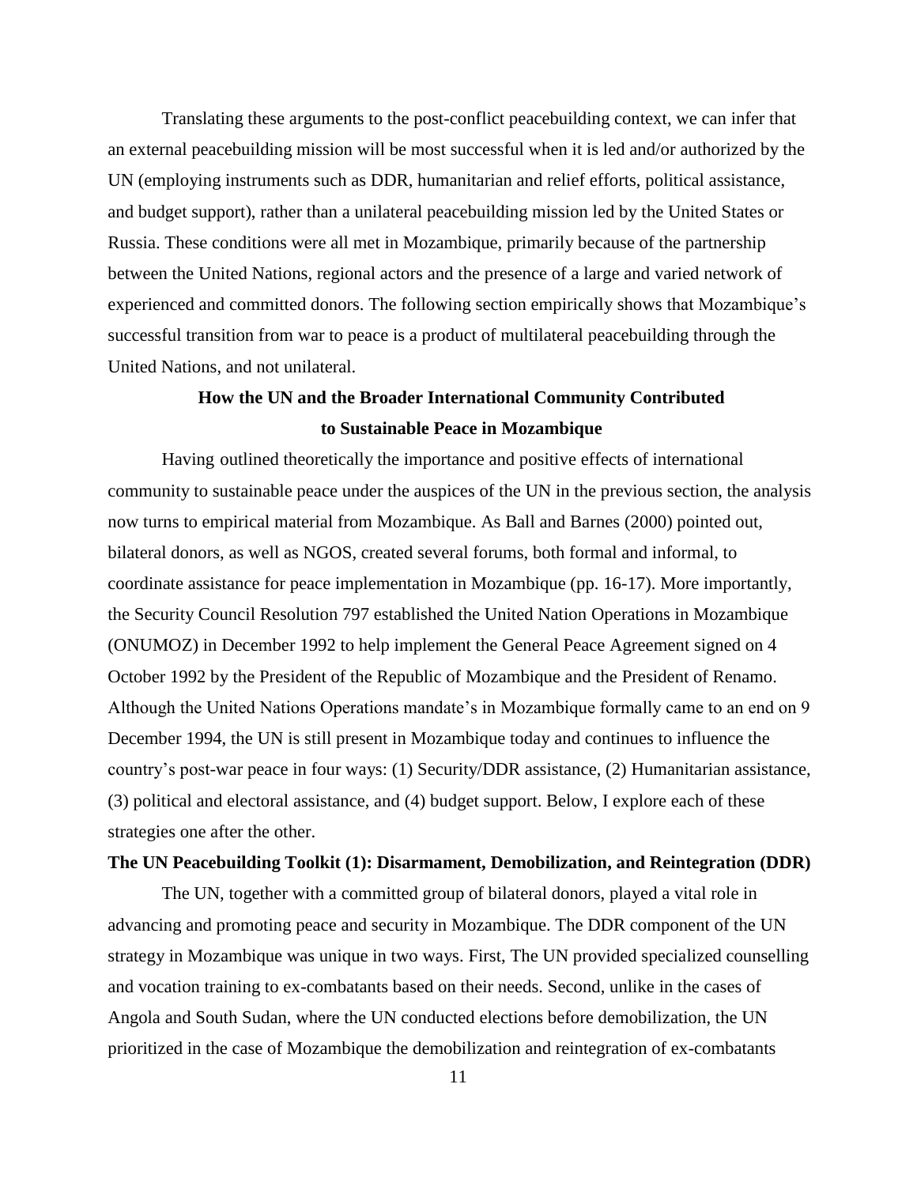Translating these arguments to the post-conflict peacebuilding context, we can infer that an external peacebuilding mission will be most successful when it is led and/or authorized by the UN (employing instruments such as DDR, humanitarian and relief efforts, political assistance, and budget support), rather than a unilateral peacebuilding mission led by the United States or Russia. These conditions were all met in Mozambique, primarily because of the partnership between the United Nations, regional actors and the presence of a large and varied network of experienced and committed donors. The following section empirically shows that Mozambique's successful transition from war to peace is a product of multilateral peacebuilding through the United Nations, and not unilateral.

## How the UN and the Broader International Community Contributed to Sustainable Peace in Mozambique

Having outlined theoretically the importance and positive effects of international community to sustainable peace under the auspices of the UN in the previous section, the analysis now turns to empirical material from Mozambique. As Ball and Barnes (2000) pointed out, bilateral donors, as well as NGOS, created several forums, both formal and informal, to coordinate assistance for peace implementation in Mozambique (pp. 16-17). More importantly, the Security Council Resolution 797 established the United Nation Operations in Mozambique (ONUMOZ) in December 1992 to help implement the General Peace Agreement signed on 4 October 1992 by the President of the Republic of Mozambique and the President of Renamo. Although the United Nations Operations mandate's in Mozambique formally came to an end on 9 December 1994, the UN is still present in Mozambique today and continues to influence the country's post-war peace in four ways: (1) Security/DDR assistance, (2) Humanitarian assistance, (3) political and electoral assistance, and (4) budget support. Below, I explore each of these strategies one after the other.

### The UN Peacebuilding Toolkit (1): Disarmament, Demobilization, and Reintegration (DDR)

The UN, together with a committed group of bilateral donors, played a vital role in advancing and promoting peace and security in Mozambique. The DDR component of the UN strategy in Mozambique was unique in two ways. First, The UN provided specialized counselling and vocation training to ex-combatants based on their needs. Second, unlike in the cases of Angola and South Sudan, where the UN conducted elections before demobilization, the UN prioritized in the case of Mozambique the demobilization and reintegration of ex-combatants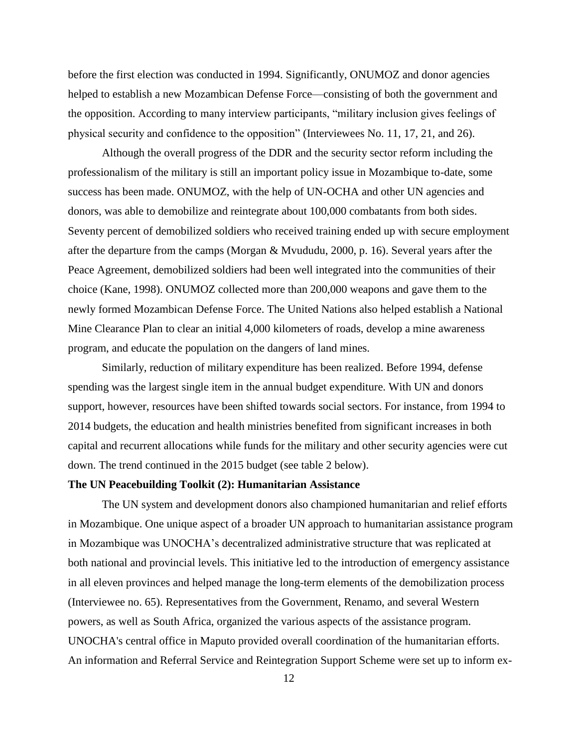before the first election was conducted in 1994. Significantly, ONUMOZ and donor agencies helped to establish a new Mozambican Defense Force—consisting of both the government and the opposition. According to many interview participants, "military inclusion gives feelings of physical security and confidence to the opposition" (Interviewees No. 11, 17, 21, and 26).

Although the overall progress of the DDR and the security sector reform including the professionalism of the military is still an important policy issue in Mozambique to-date, some success has been made. ONUMOZ, with the help of UN-OCHA and other UN agencies and donors, was able to demobilize and reintegrate about 100,000 combatants from both sides. Seventy percent of demobilized soldiers who received training ended up with secure employment after the departure from the camps (Morgan & Mvududu, 2000, p. 16). Several years after the Peace Agreement, demobilized soldiers had been well integrated into the communities of their choice (Kane, 1998). ONUMOZ collected more than 200,000 weapons and gave them to the newly formed Mozambican Defense Force. The United Nations also helped establish a National Mine Clearance Plan to clear an initial 4,000 kilometers of roads, develop a mine awareness program, and educate the population on the dangers of land mines.

Similarly, reduction of military expenditure has been realized. Before 1994, defense spending was the largest single item in the annual budget expenditure. With UN and donors support, however, resources have been shifted towards social sectors. For instance, from 1994 to 2014 budgets, the education and health ministries benefited from significant increases in both capital and recurrent allocations while funds for the military and other security agencies were cut down. The trend continued in the 2015 budget (see table 2 below).

**The UN Peacebuilding Toolkit (2): Humanitarian Assistance**

The UN system and development donors also championed humanitarian and relief efforts in Mozambique. One unique aspect of a broader UN approach to humanitarian assistance program in Mozambique was UNOCHA's decentralized administrative structure that was replicated at both national and provincial levels. This initiative led to the introduction of emergency assistance in all eleven provinces and helped manage the long-term elements of the demobilization process (Interviewee no. 65). Representatives from the Government, Renamo, and several Western powers, as well as South Africa, organized the various aspects of the assistance program. UNOCHA's central office in Maputo provided overall coordination of the humanitarian efforts. An information and Referral Service and Reintegration Support Scheme were set up to inform ex-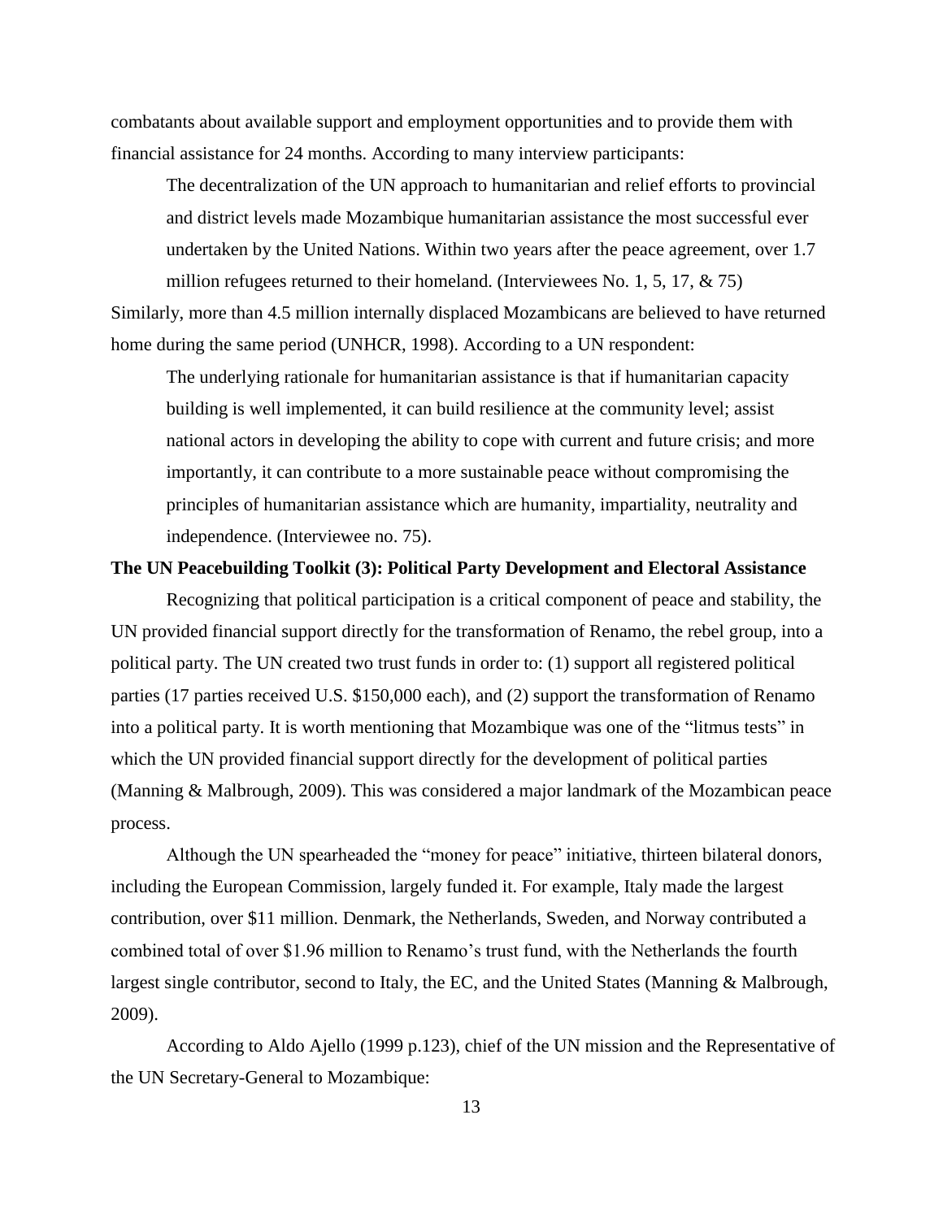combatants about available support and employment opportunities and to provide them with financial assistance for 24 months. According to many interview participants:

> The decentralization of the UN approach to humanitarian and relief efforts to provincial and district levels made Mozambique humanitarian assistance the most successful ever undertaken by the United Nations. Within two years after the peace agreement, over 1.7 million refugees returned to their homeland. (Interviewees No. 1, 5, 17, & 75)

Similarly, more than 4.5 million internally displaced Mozambicans are believed to have returned home during the same period (UNHCR, 1998). According to a UN respondent:

> The underlying rationale for humanitarian assistance is that if humanitarian capacity building is well implemented, it can build resilience at the community level; assist national actors in developing the ability to cope with current and future crisis; and more importantly, it can contribute to a more sustainable peace without compromising the principles of humanitarian assistance which are humanity, impartiality, neutrality and independence. (Interviewee no. 75).

**The UN Peacebuilding Toolkit (3): Political Party Development and Electoral Assistance**

Recognizing that political participation is a critical component of peace and stability, the UN provided financial support directly for the transformation of Renamo, the rebel group, into a political party. The UN created two trust funds in order to: (1) support all registered political parties (17 parties received U.S. $150,000 each), and (2) support the transformation of Renamo into a political party. It is worth mentioning that Mozambique was one of the "litmus tests" in which the UN provided financial support directly for the development of political parties (Manning & Malbrough, 2009). This was considered a major landmark of the Mozambican peace process.

Although the UN spearheaded the "money for peace" initiative, thirteen bilateral donors, including the European Commission, largely funded it. For example, Italy made the largest contribution, over $11 million. Denmark, the Netherlands, Sweden, and Norway contributed a combined total of over $1.96 million to Renamo's trust fund, with the Netherlands the fourth largest single contributor, second to Italy, the EC, and the United States (Manning & Malbrough, 2009).

According to Aldo Ajello (1999 p.123), chief of the UN mission and the Representative of the UN Secretary-General to Mozambique: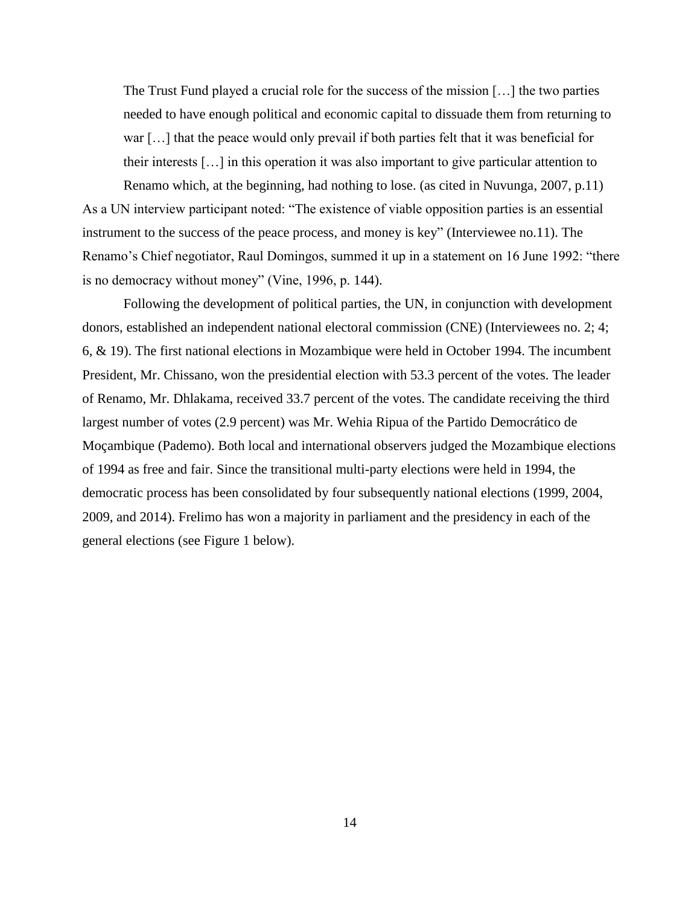> The Trust Fund played a crucial role for the success of the mission […] the two parties needed to have enough political and economic capital to dissuade them from returning to war […] that the peace would only prevail if both parties felt that it was beneficial for their interests […] in this operation it was also important to give particular attention to Renamo which, at the beginning, had nothing to lose. (as cited in Nuvunga, 2007, p.11)

As a UN interview participant noted: "The existence of viable opposition parties is an essential instrument to the success of the peace process, and money is key" (Interviewee no.11). The Renamo's Chief negotiator, Raul Domingos, summed it up in a statement on 16 June 1992: "there is no democracy without money" (Vine, 1996, p. 144).

Following the development of political parties, the UN, in conjunction with development donors, established an independent national electoral commission (CNE) (Interviewees no. 2; 4; 6, & 19). The first national elections in Mozambique were held in October 1994. The incumbent President, Mr. Chissano, won the presidential election with 53.3 percent of the votes. The leader of Renamo, Mr. Dhlakama, received 33.7 percent of the votes. The candidate receiving the third largest number of votes (2.9 percent) was Mr. Wehia Ripua of the Partido Democrático de Moçambique (Pademo). Both local and international observers judged the Mozambique elections of 1994 as free and fair. Since the transitional multi-party elections were held in 1994, the democratic process has been consolidated by four subsequently national elections (1999, 2004, 2009, and 2014). Frelimo has won a majority in parliament and the presidency in each of the general elections (see Figure 1 below).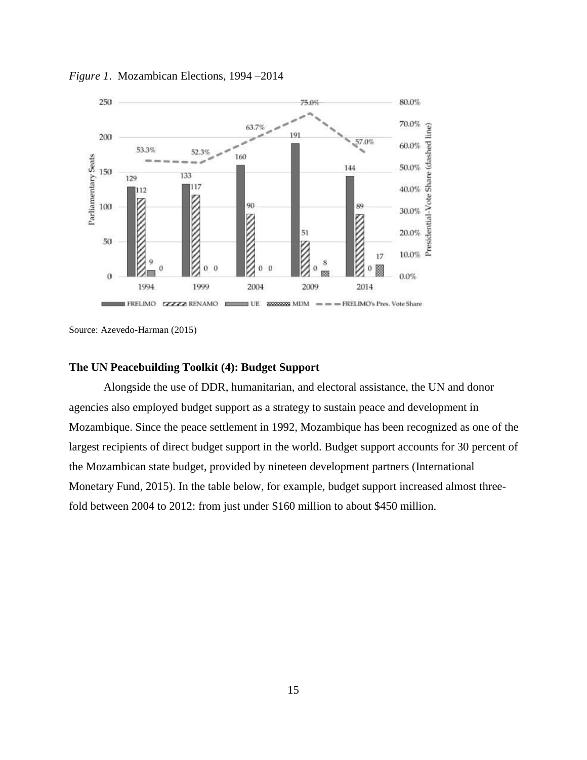*Figure 1*. Mozambican Elections, 1994 –2014

Source: Azevedo-Harman (2015)

**The UN Peacebuilding Toolkit (4): Budget Support**

Alongside the use of DDR, humanitarian, and electoral assistance, the UN and donor agencies also employed budget support as a strategy to sustain peace and development in Mozambique. Since the peace settlement in 1992, Mozambique has been recognized as one of the largest recipients of direct budget support in the world. Budget support accounts for 30 percent of the Mozambican state budget, provided by nineteen development partners (International Monetary Fund, 2015). In the table below, for example, budget support increased almost three-fold between 2004 to 2012: from just under $160 million to about $450 million.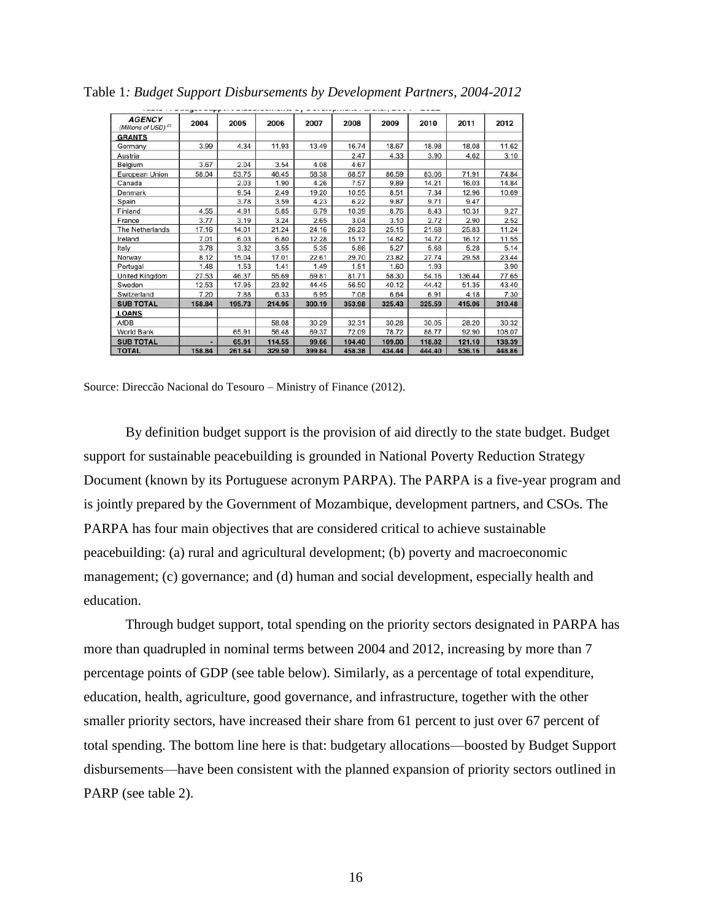Table 1*: Budget Support Disbursements by Development Partners, 2004-2012*

| AGENCY (Millions of USD)[23] | 2004 | 2005 | 2006 | 2007 | 2008 | 2009 | 2010 | 2011 | 2012 |
|---|---|---|---|---|---|---|---|---|---|
| **GRANTS** | | | | | | | | | |
| Germany | 3.99 | 4.34 | 11.93 | 13.49 | 16.74 | 18.67 | 18.98 | 18.08 | 11.62 |
| Austria | | | | | 2.47 | 4.33 | 3.90 | 4.62 | 3.10 |
| Belgium | 3.67 | 2.04 | 3.54 | 4.08 | 4.67 | | | | |
| European Union | 58.04 | 53.75 | 46.45 | 58.38 | 68.57 | 86.59 | 83.06 | 71.91 | 74.84 |
| Canada | | 2.03 | 1.90 | 4.26 | 7.57 | 9.89 | 14.21 | 16.03 | 14.84 |
| Denmark | | 9.54 | 2.49 | 19.20 | 10.55 | 8.51 | 7.34 | 12.96 | 10.69 |
| Spain | | 3.78 | 3.59 | 4.23 | 6.22 | 9.87 | 9.71 | 9.47 | |
| Finland | 4.55 | 4.91 | 5.85 | 6.79 | 10.39 | 8.76 | 8.43 | 10.31 | 9.27 |
| France | 3.77 | 3.19 | 3.24 | 2.65 | 3.04 | 3.10 | 2.72 | 2.90 | 2.52 |
| The Netherlands | 17.16 | 14.01 | 21.24 | 24.16 | 26.23 | 25.15 | 21.68 | 25.83 | 11.24 |
| Ireland | 7.01 | 6.03 | 6.80 | 12.28 | 15.17 | 14.82 | 14.72 | 16.12 | 11.55 |
| Italy | 3.78 | 3.32 | 3.55 | 5.35 | 5.86 | 5.27 | 5.68 | 5.28 | 5.14 |
| Norway | 8.12 | 15.04 | 17.01 | 22.61 | 29.70 | 23.82 | 27.74 | 29.58 | 23.44 |
| Portugal | 1.48 | 1.53 | 1.41 | 1.49 | 1.51 | 1.60 | 1.93 | | 3.90 |
| United Kingdom | 27.53 | 46.37 | 55.69 | 69.81 | 81.71 | 58.30 | 54.16 | 136.44 | 77.65 |
| Sweden | 12.53 | 17.95 | 23.92 | 44.45 | 56.50 | 40.12 | 44.42 | 51.35 | 43.40 |
| Switzerland | 7.20 | 7.88 | 6.33 | 6.95 | 7.08 | 6.64 | 6.91 | 4.18 | 7.30 |
| **SUB TOTAL** | **158.84** | **195.73** | **214.95** | **300.19** | **353.98** | **325.43** | **325.59** | **415.06** | **310.48** |
| **LOANS** | | | | | | | | | |
| AfDB | | | 58.08 | 30.29 | 32.31 | 30.28 | 30.05 | 28.20 | 30.32 |
| World Bank | | 65.91 | 56.48 | 69.37 | 72.09 | 78.72 | 88.77 | 92.90 | 108.07 |
| **SUB TOTAL** | **-** | **65.91** | **114.55** | **99.66** | **104.40** | **109.00** | **118.82** | **121.10** | **138.39** |
| **TOTAL** | **158.84** | **261.64** | **329.50** | **399.84** | **458.38** | **434.44** | **444.40** | **536.16** | **448.86** |

Source: Direccão Nacional do Tesouro – Ministry of Finance (2012).

By definition budget support is the provision of aid directly to the state budget. Budget support for sustainable peacebuilding is grounded in National Poverty Reduction Strategy Document (known by its Portuguese acronym PARPA). The PARPA is a five-year program and is jointly prepared by the Government of Mozambique, development partners, and CSOs. The PARPA has four main objectives that are considered critical to achieve sustainable peacebuilding: (a) rural and agricultural development; (b) poverty and macroeconomic management; (c) governance; and (d) human and social development, especially health and education.

Through budget support, total spending on the priority sectors designated in PARPA has more than quadrupled in nominal terms between 2004 and 2012, increasing by more than 7 percentage points of GDP (see table below). Similarly, as a percentage of total expenditure, education, health, agriculture, good governance, and infrastructure, together with the other smaller priority sectors, have increased their share from 61 percent to just over 67 percent of total spending. The bottom line here is that: budgetary allocations—boosted by Budget Support disbursements—have been consistent with the planned expansion of priority sectors outlined in PARP (see table 2).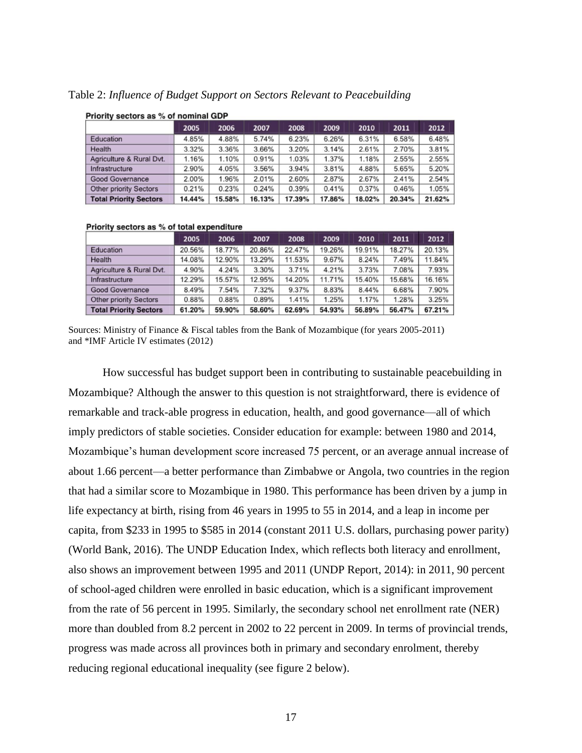Table 2: *Influence of Budget Support on Sectors Relevant to Peacebuilding*

**Priority sectors as % of nominal GDP**

| | 2005 | 2006 | 2007 | 2008 | 2009 | 2010 | 2011 | 2012 |
|---|---|---|---|---|---|---|---|---|
| Education | 4.85% | 4.88% | 5.74% | 6.23% | 6.26% | 6.31% | 6.58% | 6.48% |
| Health | 3.32% | 3.36% | 3.66% | 3.20% | 3.14% | 2.61% | 2.70% | 3.81% |
| Agriculture & Rural Dvt. | 1.16% | 1.10% | 0.91% | 1.03% | 1.37% | 1.18% | 2.55% | 2.55% |
| Infrastructure | 2.90% | 4.05% | 3.56% | 3.94% | 3.81% | 4.88% | 5.65% | 5.20% |
| Good Governance | 2.00% | 1.96% | 2.01% | 2.60% | 2.87% | 2.67% | 2.41% | 2.54% |
| Other priority Sectors | 0.21% | 0.23% | 0.24% | 0.39% | 0.41% | 0.37% | 0.46% | 1.05% |
| **Total Priority Sectors** | **14.44%** | **15.58%** | **16.13%** | **17.39%** | **17.86%** | **18.02%** | **20.34%** | **21.62%** |

**Priority sectors as % of total expenditure**

| | 2005 | 2006 | 2007 | 2008 | 2009 | 2010 | 2011 | 2012 |
|---|---|---|---|---|---|---|---|---|
| Education | 20.56% | 18.77% | 20.86% | 22.47% | 19.26% | 19.91% | 18.27% | 20.13% |
| Health | 14.08% | 12.90% | 13.29% | 11.53% | 9.67% | 8.24% | 7.49% | 11.84% |
| Agriculture & Rural Dvt. | 4.90% | 4.24% | 3.30% | 3.71% | 4.21% | 3.73% | 7.08% | 7.93% |
| Infrastructure | 12.29% | 15.57% | 12.95% | 14.20% | 11.71% | 15.40% | 15.68% | 16.16% |
| Good Governance | 8.49% | 7.54% | 7.32% | 9.37% | 8.83% | 8.44% | 6.68% | 7.90% |
| Other priority Sectors | 0.88% | 0.88% | 0.89% | 1.41% | 1.25% | 1.17% | 1.28% | 3.25% |
| **Total Priority Sectors** | **61.20%** | **59.90%** | **58.60%** | **62.69%** | **54.93%** | **56.89%** | **56.47%** | **67.21%** |

Sources: Ministry of Finance & Fiscal tables from the Bank of Mozambique (for years 2005-2011) and *IMF Article IV estimates (2012)

How successful has budget support been in contributing to sustainable peacebuilding in Mozambique? Although the answer to this question is not straightforward, there is evidence of remarkable and track-able progress in education, health, and good governance—all of which imply predictors of stable societies. Consider education for example: between 1980 and 2014, Mozambique's human development score increased 75 percent, or an average annual increase of about 1.66 percent—a better performance than Zimbabwe or Angola, two countries in the region that had a similar score to Mozambique in 1980. This performance has been driven by a jump in life expectancy at birth, rising from 46 years in 1995 to 55 in 2014, and a leap in income per capita, from $233 in 1995 to $585 in 2014 (constant 2011 U.S. dollars, purchasing power parity) (World Bank, 2016). The UNDP Education Index, which reflects both literacy and enrollment, also shows an improvement between 1995 and 2011 (UNDP Report, 2014): in 2011, 90 percent of school-aged children were enrolled in basic education, which is a significant improvement from the rate of 56 percent in 1995. Similarly, the secondary school net enrollment rate (NER) more than doubled from 8.2 percent in 2002 to 22 percent in 2009. In terms of provincial trends, progress was made across all provinces both in primary and secondary enrolment, thereby reducing regional educational inequality (see figure 2 below).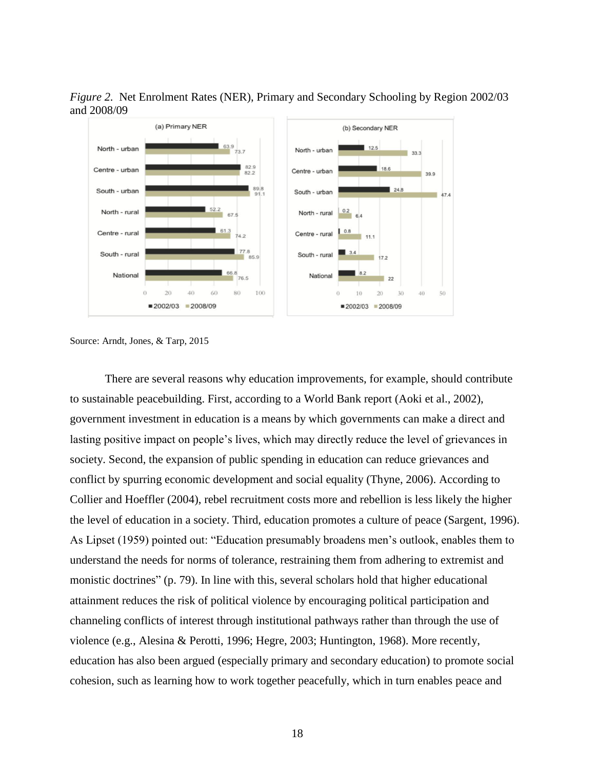*Figure 2.* Net Enrolment Rates (NER), Primary and Secondary Schooling by Region 2002/03 and 2008/09

Source: Arndt, Jones, & Tarp, 2015

There are several reasons why education improvements, for example, should contribute to sustainable peacebuilding. First, according to a World Bank report (Aoki et al., 2002), government investment in education is a means by which governments can make a direct and lasting positive impact on people's lives, which may directly reduce the level of grievances in society. Second, the expansion of public spending in education can reduce grievances and conflict by spurring economic development and social equality (Thyne, 2006). According to Collier and Hoeffler (2004), rebel recruitment costs more and rebellion is less likely the higher the level of education in a society. Third, education promotes a culture of peace (Sargent, 1996). As Lipset (1959) pointed out: "Education presumably broadens men's outlook, enables them to understand the needs for norms of tolerance, restraining them from adhering to extremist and monistic doctrines" (p. 79). In line with this, several scholars hold that higher educational attainment reduces the risk of political violence by encouraging political participation and channeling conflicts of interest through institutional pathways rather than through the use of violence (e.g., Alesina & Perotti, 1996; Hegre, 2003; Huntington, 1968). More recently, education has also been argued (especially primary and secondary education) to promote social cohesion, such as learning how to work together peacefully, which in turn enables peace and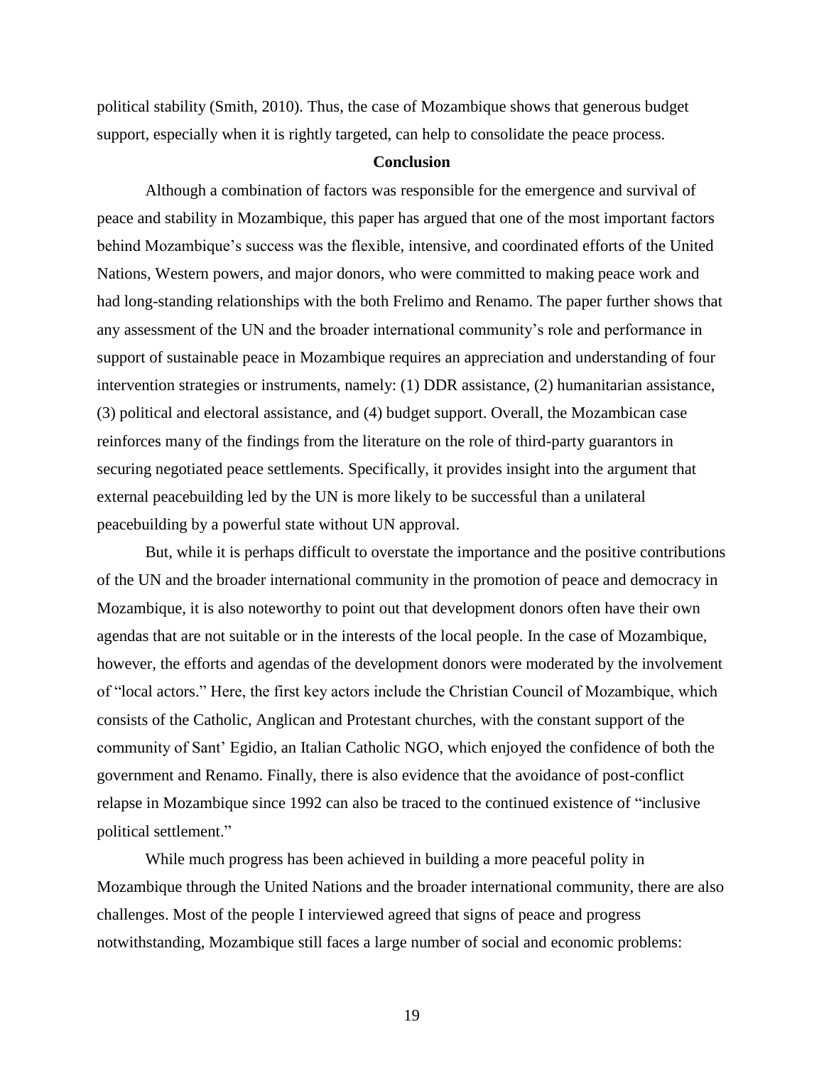political stability (Smith, 2010). Thus, the case of Mozambique shows that generous budget support, especially when it is rightly targeted, can help to consolidate the peace process.

## Conclusion

Although a combination of factors was responsible for the emergence and survival of peace and stability in Mozambique, this paper has argued that one of the most important factors behind Mozambique's success was the flexible, intensive, and coordinated efforts of the United Nations, Western powers, and major donors, who were committed to making peace work and had long-standing relationships with the both Frelimo and Renamo. The paper further shows that any assessment of the UN and the broader international community's role and performance in support of sustainable peace in Mozambique requires an appreciation and understanding of four intervention strategies or instruments, namely: (1) DDR assistance, (2) humanitarian assistance, (3) political and electoral assistance, and (4) budget support. Overall, the Mozambican case reinforces many of the findings from the literature on the role of third-party guarantors in securing negotiated peace settlements. Specifically, it provides insight into the argument that external peacebuilding led by the UN is more likely to be successful than a unilateral peacebuilding by a powerful state without UN approval.

But, while it is perhaps difficult to overstate the importance and the positive contributions of the UN and the broader international community in the promotion of peace and democracy in Mozambique, it is also noteworthy to point out that development donors often have their own agendas that are not suitable or in the interests of the local people. In the case of Mozambique, however, the efforts and agendas of the development donors were moderated by the involvement of "local actors." Here, the first key actors include the Christian Council of Mozambique, which consists of the Catholic, Anglican and Protestant churches, with the constant support of the community of Sant' Egidio, an Italian Catholic NGO, which enjoyed the confidence of both the government and Renamo. Finally, there is also evidence that the avoidance of post-conflict relapse in Mozambique since 1992 can also be traced to the continued existence of "inclusive political settlement."

While much progress has been achieved in building a more peaceful polity in Mozambique through the United Nations and the broader international community, there are also challenges. Most of the people I interviewed agreed that signs of peace and progress notwithstanding, Mozambique still faces a large number of social and economic problems: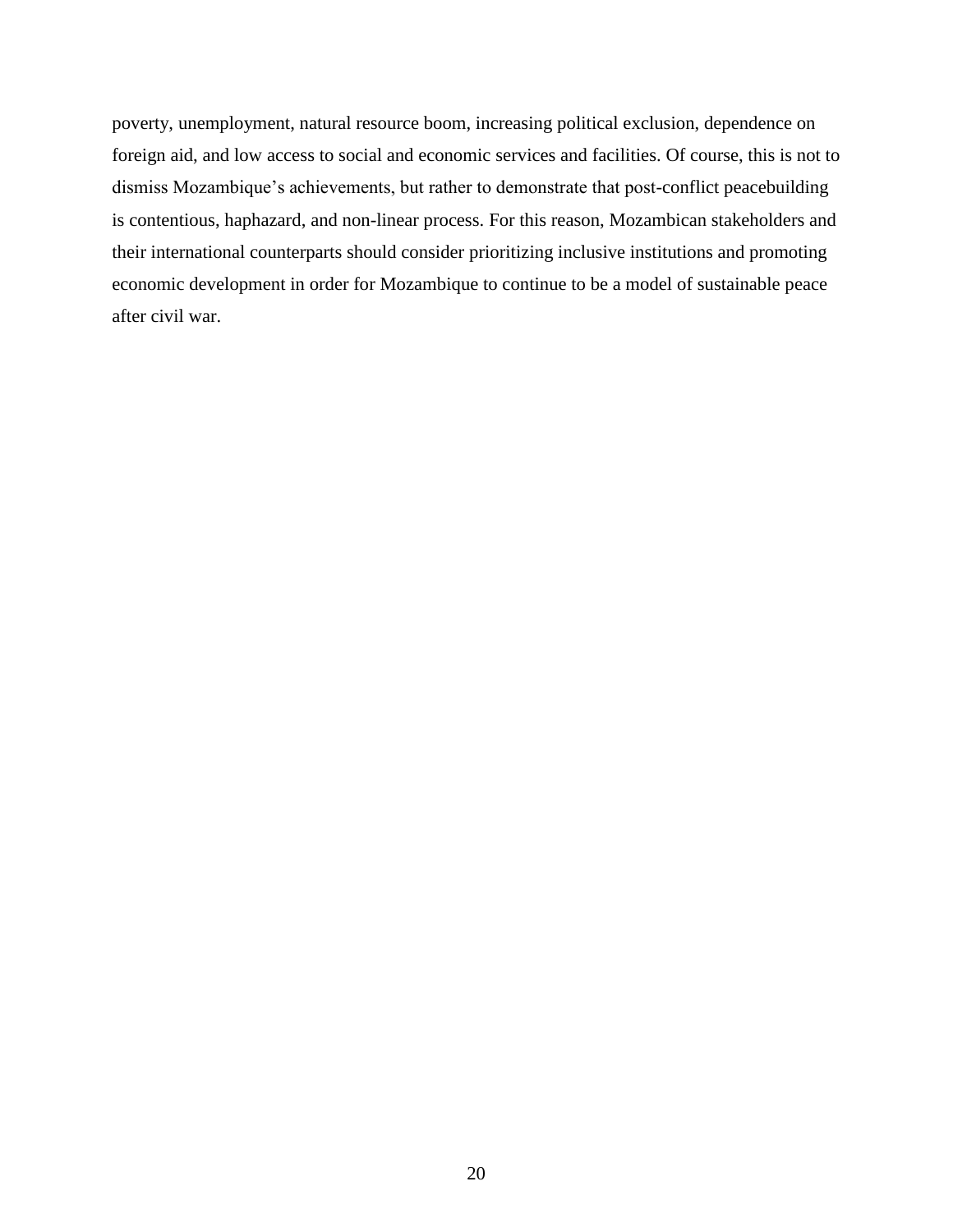poverty, unemployment, natural resource boom, increasing political exclusion, dependence on foreign aid, and low access to social and economic services and facilities. Of course, this is not to dismiss Mozambique's achievements, but rather to demonstrate that post-conflict peacebuilding is contentious, haphazard, and non-linear process. For this reason, Mozambican stakeholders and their international counterparts should consider prioritizing inclusive institutions and promoting economic development in order for Mozambique to continue to be a model of sustainable peace after civil war.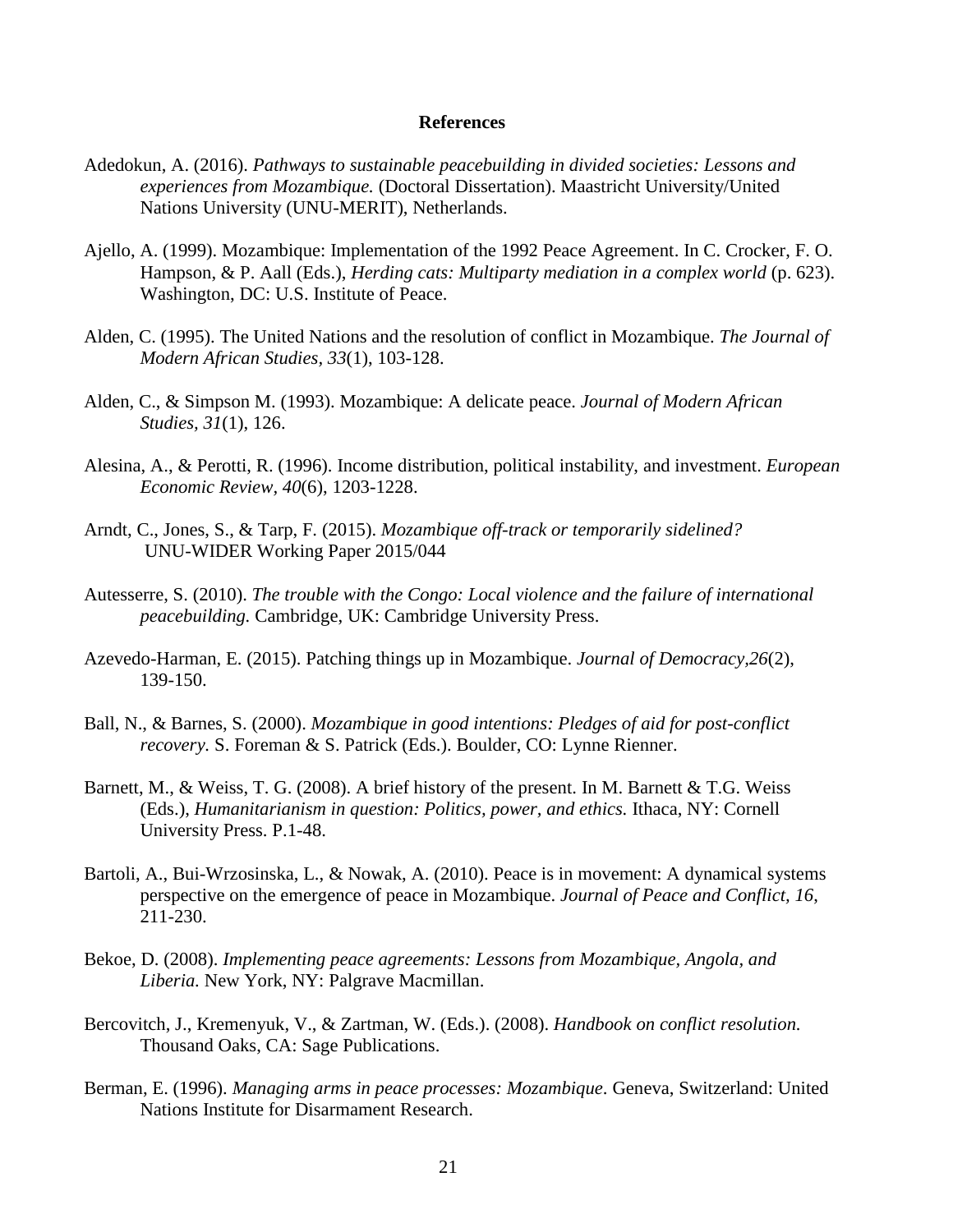## References

Adedokun, A. (2016). *Pathways to sustainable peacebuilding in divided societies: Lessons and experiences from Mozambique.* (Doctoral Dissertation). Maastricht University/United Nations University (UNU-MERIT), Netherlands.

Ajello, A. (1999). Mozambique: Implementation of the 1992 Peace Agreement. In C. Crocker, F. O. Hampson, & P. Aall (Eds.), *Herding cats: Multiparty mediation in a complex world* (p. 623). Washington, DC: U.S. Institute of Peace.

Alden, C. (1995). The United Nations and the resolution of conflict in Mozambique. *The Journal of Modern African Studies, 33*(1), 103-128.

Alden, C., & Simpson M. (1993). Mozambique: A delicate peace. *Journal of Modern African Studies, 31*(1), 126.

Alesina, A., & Perotti, R. (1996). Income distribution, political instability, and investment. *European Economic Review, 40*(6), 1203-1228.

Arndt, C., Jones, S., & Tarp, F. (2015). *Mozambique off-track or temporarily sidelined?* UNU-WIDER Working Paper 2015/044

Autesserre, S. (2010). *The trouble with the Congo: Local violence and the failure of international peacebuilding.* Cambridge, UK: Cambridge University Press.

Azevedo-Harman, E. (2015). Patching things up in Mozambique. *Journal of Democracy,26*(2), 139-150.

Ball, N., & Barnes, S. (2000). *Mozambique in good intentions: Pledges of aid for post-conflict recovery.* S. Foreman & S. Patrick (Eds.). Boulder, CO: Lynne Rienner.

Barnett, M., & Weiss, T. G. (2008). A brief history of the present. In M. Barnett & T.G. Weiss (Eds.), *Humanitarianism in question: Politics, power, and ethics.* Ithaca, NY: Cornell University Press. P.1-48.

Bartoli, A., Bui-Wrzosinska, L., & Nowak, A. (2010). Peace is in movement: A dynamical systems perspective on the emergence of peace in Mozambique. *Journal of Peace and Conflict, 16*, 211-230.

Bekoe, D. (2008). *Implementing peace agreements: Lessons from Mozambique, Angola, and Liberia.* New York, NY: Palgrave Macmillan.

Bercovitch, J., Kremenyuk, V., & Zartman, W. (Eds.). (2008). *Handbook on conflict resolution.* Thousand Oaks, CA: Sage Publications.

Berman, E. (1996). *Managing arms in peace processes: Mozambique*. Geneva, Switzerland: United Nations Institute for Disarmament Research.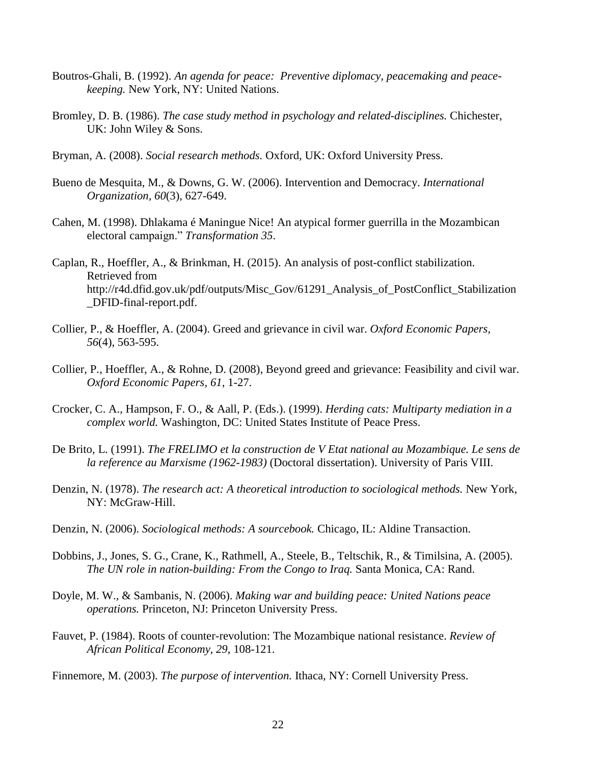Boutros-Ghali, B. (1992). *An agenda for peace: Preventive diplomacy, peacemaking and peace-keeping.* New York, NY: United Nations.

Bromley, D. B. (1986). *The case study method in psychology and related-disciplines.* Chichester, UK: John Wiley & Sons.

Bryman, A. (2008). *Social research methods.* Oxford, UK: Oxford University Press.

Bueno de Mesquita, M., & Downs, G. W. (2006). Intervention and Democracy. *International Organization, 60*(3), 627-649.

Cahen, M. (1998). Dhlakama é Maningue Nice! An atypical former guerrilla in the Mozambican electoral campaign." *Transformation 35*.

Caplan, R., Hoeffler, A., & Brinkman, H. (2015). An analysis of post-conflict stabilization. Retrieved from http://r4d.dfid.gov.uk/pdf/outputs/Misc_Gov/61291_Analysis_of_PostConflict_Stabilization_DFID-final-report.pdf.

Collier, P., & Hoeffler, A. (2004). Greed and grievance in civil war. *Oxford Economic Papers, 56*(4), 563-595.

Collier, P., Hoeffler, A., & Rohne, D. (2008), Beyond greed and grievance: Feasibility and civil war. *Oxford Economic Papers, 61*, 1-27.

Crocker, C. A., Hampson, F. O., & Aall, P. (Eds.). (1999). *Herding cats: Multiparty mediation in a complex world.* Washington, DC: United States Institute of Peace Press.

De Brito, L. (1991). *The FRELIMO et la construction de V Etat national au Mozambique. Le sens de la reference au Marxisme (1962-1983)* (Doctoral dissertation). University of Paris VIII.

Denzin, N. (1978). *The research act: A theoretical introduction to sociological methods.* New York, NY: McGraw-Hill.

Denzin, N. (2006). *Sociological methods: A sourcebook.* Chicago, IL: Aldine Transaction.

Dobbins, J., Jones, S. G., Crane, K., Rathmell, A., Steele, B., Teltschik, R., & Timilsina, A. (2005). *The UN role in nation-building: From the Congo to Iraq.* Santa Monica, CA: Rand.

Doyle, M. W., & Sambanis, N. (2006). *Making war and building peace: United Nations peace operations.* Princeton, NJ: Princeton University Press.

Fauvet, P. (1984). Roots of counter-revolution: The Mozambique national resistance. *Review of African Political Economy, 29*, 108-121.

Finnemore, M. (2003). *The purpose of intervention.* Ithaca, NY: Cornell University Press.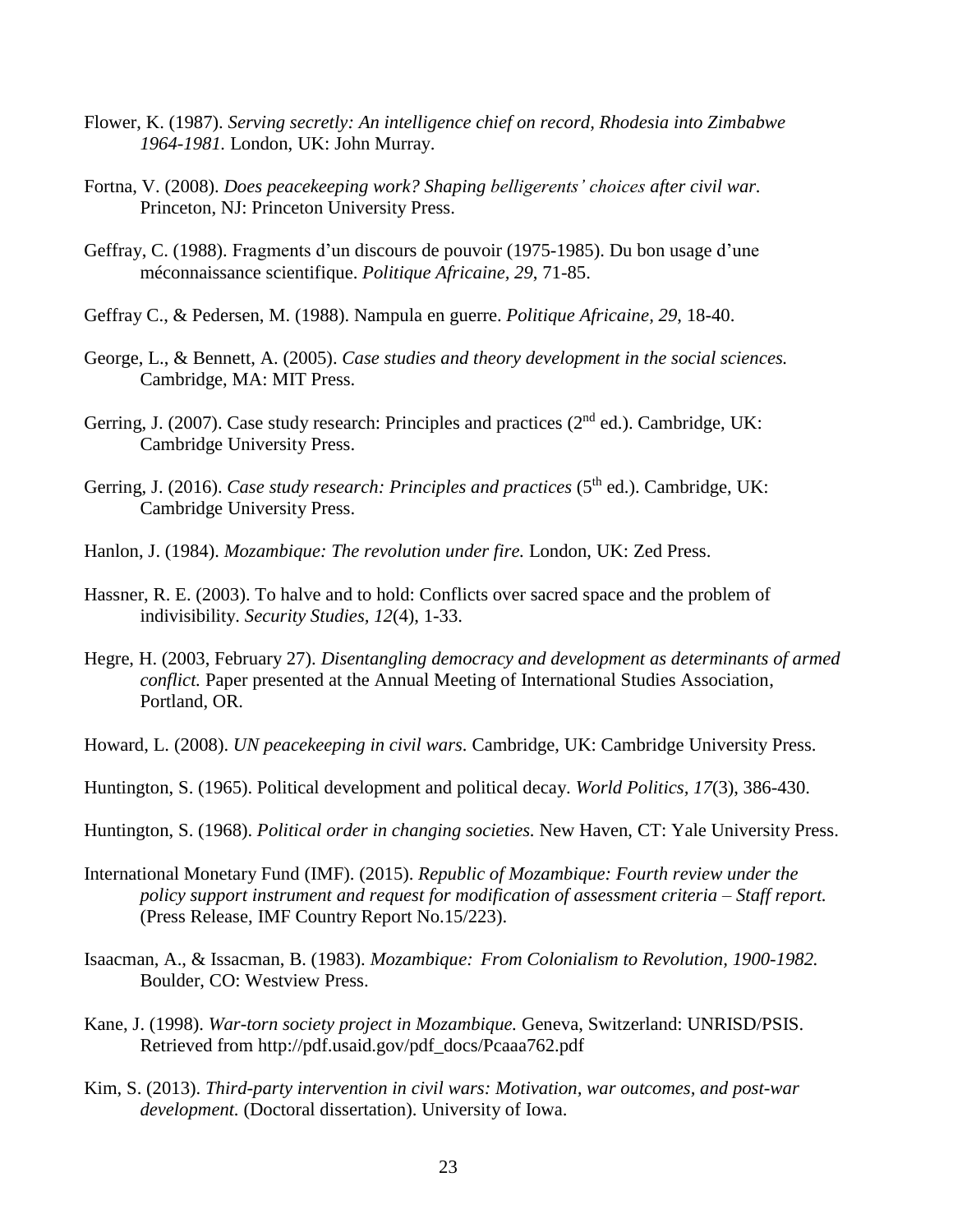Flower, K. (1987). *Serving secretly: An intelligence chief on record, Rhodesia into Zimbabwe 1964-1981.* London, UK: John Murray.

Fortna, V. (2008). *Does peacekeeping work? Shaping belligerents' choices after civil war.* Princeton, NJ: Princeton University Press.

Geffray, C. (1988). Fragments d'un discours de pouvoir (1975-1985). Du bon usage d'une méconnaissance scientifique. *Politique Africaine*, *29*, 71-85.

Geffray C., & Pedersen, M. (1988). Nampula en guerre. *Politique Africaine*, *29*, 18-40.

George, L., & Bennett, A. (2005). *Case studies and theory development in the social sciences.* Cambridge, MA: MIT Press.

Gerring, J. (2007). Case study research: Principles and practices (2nd ed.). Cambridge, UK: Cambridge University Press.

Gerring, J. (2016). *Case study research: Principles and practices* (5th ed.). Cambridge, UK: Cambridge University Press.

Hanlon, J. (1984). *Mozambique: The revolution under fire.* London, UK: Zed Press.

Hassner, R. E. (2003). To halve and to hold: Conflicts over sacred space and the problem of indivisibility. *Security Studies, 12*(4), 1-33.

Hegre, H. (2003, February 27). *Disentangling democracy and development as determinants of armed conflict.* Paper presented at the Annual Meeting of International Studies Association, Portland, OR.

Howard, L. (2008). *UN peacekeeping in civil wars.* Cambridge, UK: Cambridge University Press.

Huntington, S. (1965). Political development and political decay. *World Politics, 17*(3), 386-430.

Huntington, S. (1968). *Political order in changing societies.* New Haven, CT: Yale University Press.

International Monetary Fund (IMF). (2015). *Republic of Mozambique: Fourth review under the policy support instrument and request for modification of assessment criteria – Staff report.* (Press Release, IMF Country Report No.15/223).

Isaacman, A., & Issacman, B. (1983). *Mozambique: From Colonialism to Revolution, 1900-1982.* Boulder, CO: Westview Press.

Kane, J. (1998). *War-torn society project in Mozambique.* Geneva, Switzerland: UNRISD/PSIS. Retrieved from http://pdf.usaid.gov/pdf_docs/Pcaaa762.pdf

Kim, S. (2013). *Third-party intervention in civil wars: Motivation, war outcomes, and post-war development.* (Doctoral dissertation). University of Iowa.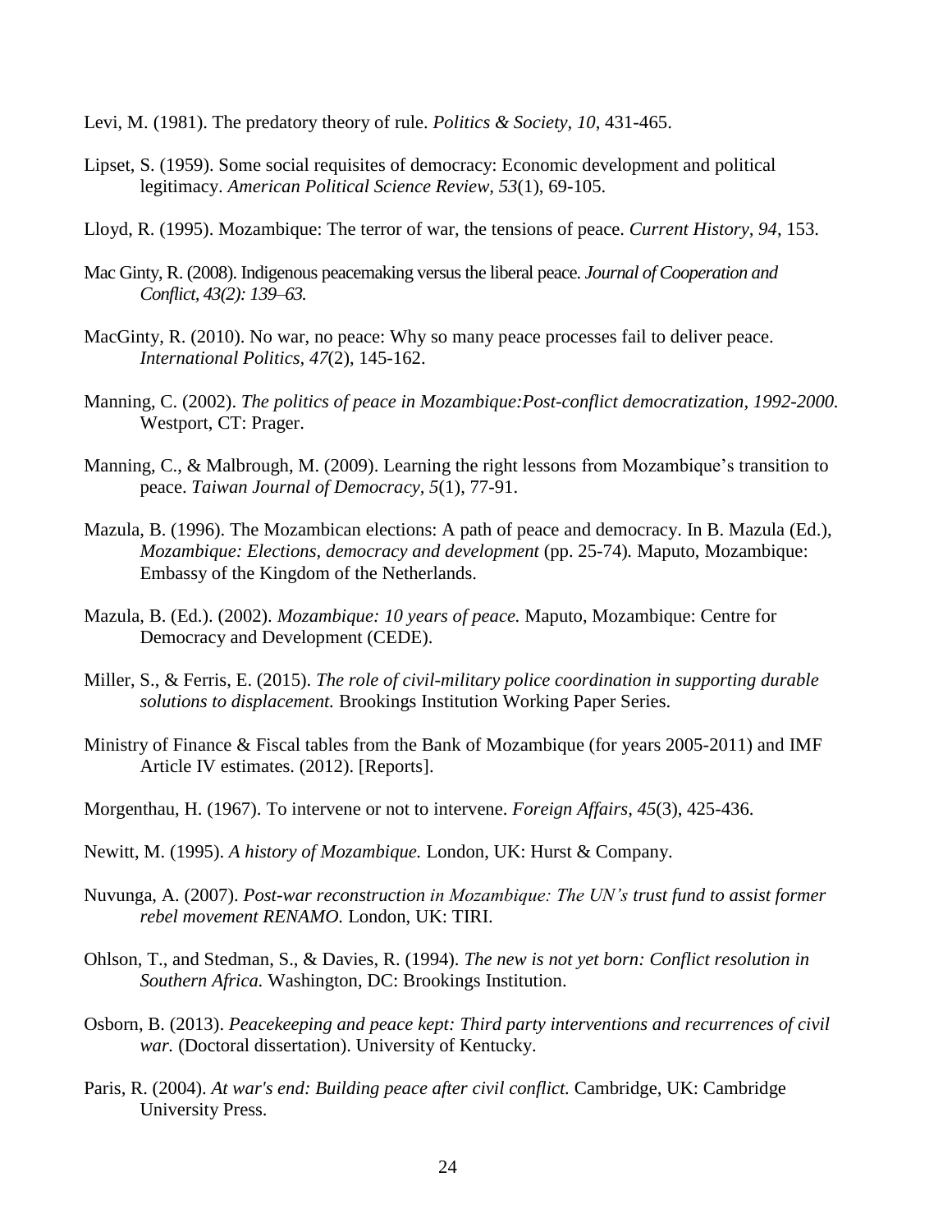Levi, M. (1981). The predatory theory of rule. *Politics & Society, 10*, 431-465.

Lipset, S. (1959). Some social requisites of democracy: Economic development and political legitimacy. *American Political Science Review, 53*(1), 69-105.

Lloyd, R. (1995). Mozambique: The terror of war, the tensions of peace. *Current History, 94*, 153.

Mac Ginty, R. (2008). Indigenous peacemaking versus the liberal peace. *Journal of Cooperation and Conflict, 43(2): 139–63.*

MacGinty, R. (2010). No war, no peace: Why so many peace processes fail to deliver peace. *International Politics, 47*(2), 145-162.

Manning, C. (2002). *The politics of peace in Mozambique:Post-conflict democratization, 1992-2000.* Westport, CT: Prager.

Manning, C., & Malbrough, M. (2009). Learning the right lessons from Mozambique's transition to peace. *Taiwan Journal of Democracy, 5*(1), 77-91.

Mazula, B. (1996). The Mozambican elections: A path of peace and democracy. In B. Mazula (Ed.), *Mozambique: Elections, democracy and development* (pp. 25-74). Maputo, Mozambique: Embassy of the Kingdom of the Netherlands.

Mazula, B. (Ed.). (2002). *Mozambique: 10 years of peace.* Maputo, Mozambique: Centre for Democracy and Development (CEDE).

Miller, S., & Ferris, E. (2015). *The role of civil-military police coordination in supporting durable solutions to displacement.* Brookings Institution Working Paper Series.

Ministry of Finance & Fiscal tables from the Bank of Mozambique (for years 2005-2011) and IMF Article IV estimates. (2012). [Reports].

Morgenthau, H. (1967). To intervene or not to intervene. *Foreign Affairs, 45*(3), 425-436.

Newitt, M. (1995). *A history of Mozambique.* London, UK: Hurst & Company.

Nuvunga, A. (2007). *Post-war reconstruction in Mozambique: The UN's trust fund to assist former rebel movement RENAMO.* London, UK: TIRI.

Ohlson, T., and Stedman, S., & Davies, R. (1994). *The new is not yet born: Conflict resolution in Southern Africa.* Washington, DC: Brookings Institution.

Osborn, B. (2013). *Peacekeeping and peace kept: Third party interventions and recurrences of civil war.* (Doctoral dissertation). University of Kentucky.

Paris, R. (2004). *At war's end: Building peace after civil conflict.* Cambridge, UK: Cambridge University Press.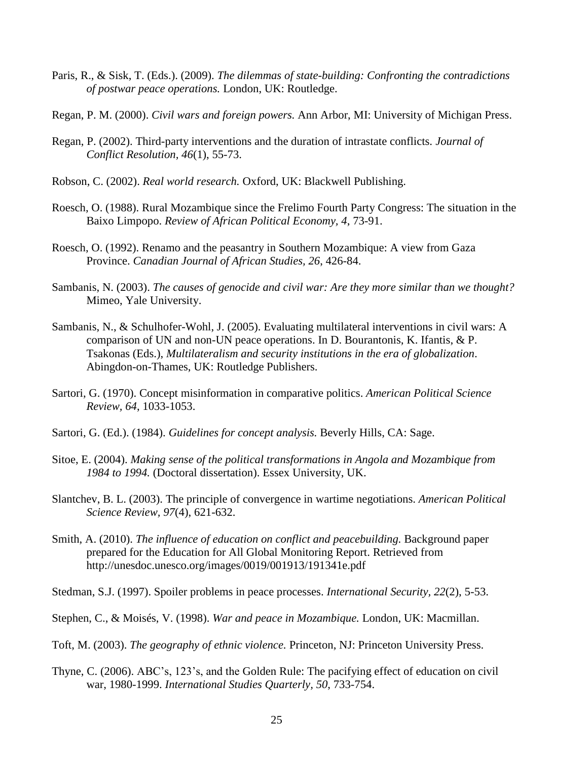Paris, R., & Sisk, T. (Eds.). (2009). *The dilemmas of state-building: Confronting the contradictions of postwar peace operations.* London, UK: Routledge.

Regan, P. M. (2000). *Civil wars and foreign powers.* Ann Arbor, MI: University of Michigan Press.

Regan, P. (2002). Third-party interventions and the duration of intrastate conflicts. *Journal of Conflict Resolution, 46*(1), 55-73.

Robson, C. (2002). *Real world research.* Oxford, UK: Blackwell Publishing.

Roesch, O. (1988). Rural Mozambique since the Frelimo Fourth Party Congress: The situation in the Baixo Limpopo. *Review of African Political Economy, 4*, 73-91.

Roesch, O. (1992). Renamo and the peasantry in Southern Mozambique: A view from Gaza Province. *Canadian Journal of African Studies, 26*, 426-84.

Sambanis, N. (2003). *The causes of genocide and civil war: Are they more similar than we thought?* Mimeo, Yale University.

Sambanis, N., & Schulhofer-Wohl, J. (2005). Evaluating multilateral interventions in civil wars: A comparison of UN and non-UN peace operations. In D. Bourantonis, K. Ifantis, & P. Tsakonas (Eds.), *Multilateralism and security institutions in the era of globalization*. Abingdon-on-Thames, UK: Routledge Publishers.

Sartori, G. (1970). Concept misinformation in comparative politics. *American Political Science Review, 64*, 1033-1053.

Sartori, G. (Ed.). (1984). *Guidelines for concept analysis.* Beverly Hills, CA: Sage.

Sitoe, E. (2004). *Making sense of the political transformations in Angola and Mozambique from 1984 to 1994.* (Doctoral dissertation). Essex University, UK.

Slantchev, B. L. (2003). The principle of convergence in wartime negotiations. *American Political Science Review, 97*(4), 621-632.

Smith, A. (2010). *The influence of education on conflict and peacebuilding.* Background paper prepared for the Education for All Global Monitoring Report. Retrieved from http://unesdoc.unesco.org/images/0019/001913/191341e.pdf

Stedman, S.J. (1997). Spoiler problems in peace processes. *International Security, 22*(2), 5-53.

Stephen, C., & Moisés, V. (1998). *War and peace in Mozambique.* London, UK: Macmillan.

Toft, M. (2003). *The geography of ethnic violence.* Princeton, NJ: Princeton University Press.

Thyne, C. (2006). ABC's, 123's, and the Golden Rule: The pacifying effect of education on civil war, 1980-1999. *International Studies Quarterly, 50*, 733-754.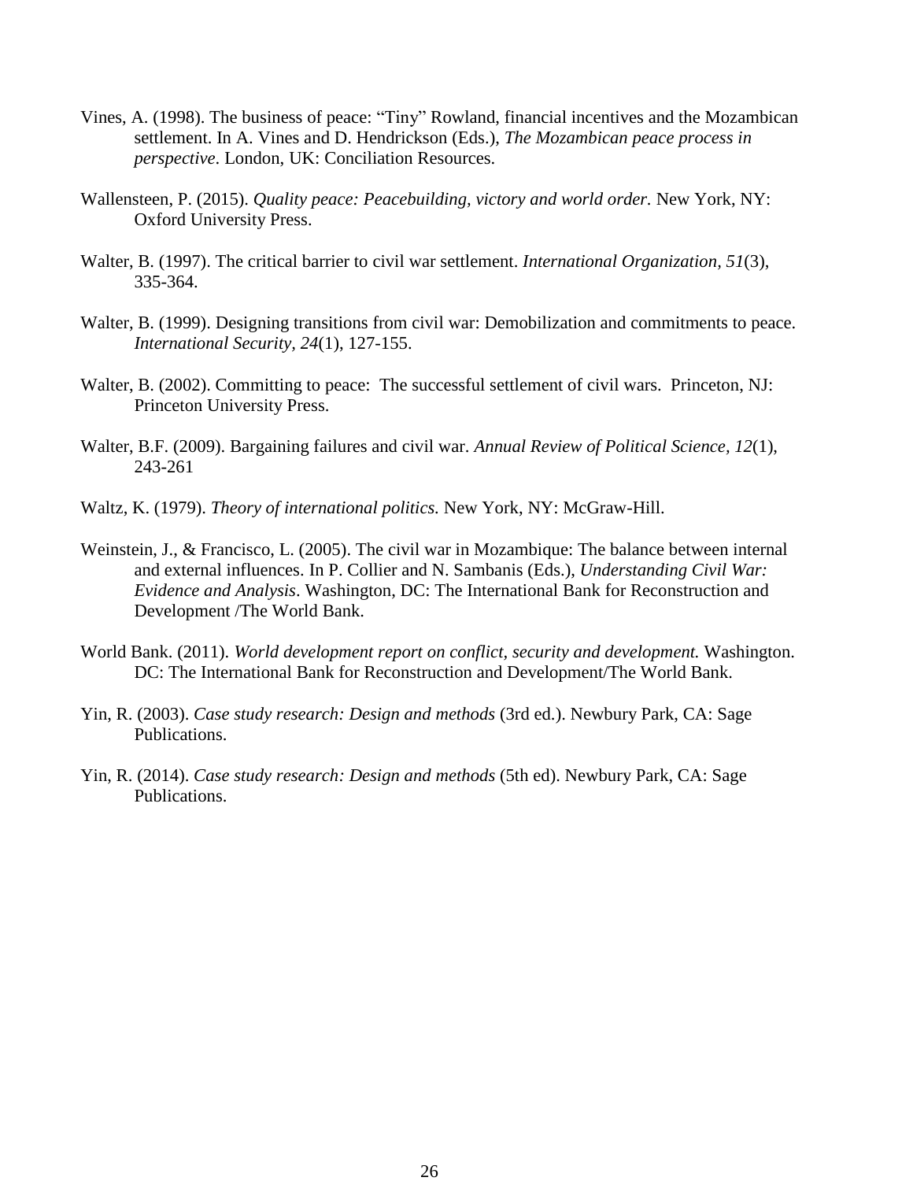Vines, A. (1998). The business of peace: "Tiny" Rowland, financial incentives and the Mozambican settlement. In A. Vines and D. Hendrickson (Eds.), *The Mozambican peace process in perspective*. London, UK: Conciliation Resources.

Wallensteen, P. (2015). *Quality peace: Peacebuilding, victory and world order.* New York, NY: Oxford University Press.

Walter, B. (1997). The critical barrier to civil war settlement. *International Organization, 51*(3), 335-364.

Walter, B. (1999). Designing transitions from civil war: Demobilization and commitments to peace. *International Security, 24*(1), 127-155.

Walter, B. (2002). Committing to peace: The successful settlement of civil wars. Princeton, NJ: Princeton University Press.

Walter, B.F. (2009). Bargaining failures and civil war. *Annual Review of Political Science, 12*(1), 243-261

Waltz, K. (1979). *Theory of international politics.* New York, NY: McGraw-Hill.

Weinstein, J., & Francisco, L. (2005). The civil war in Mozambique: The balance between internal and external influences. In P. Collier and N. Sambanis (Eds.), *Understanding Civil War: Evidence and Analysis*. Washington, DC: The International Bank for Reconstruction and Development /The World Bank.

World Bank. (2011). *World development report on conflict, security and development.* Washington. DC: The International Bank for Reconstruction and Development/The World Bank.

Yin, R. (2003). *Case study research: Design and methods* (3rd ed.). Newbury Park, CA: Sage Publications.

Yin, R. (2014). *Case study research: Design and methods* (5th ed). Newbury Park, CA: Sage Publications.